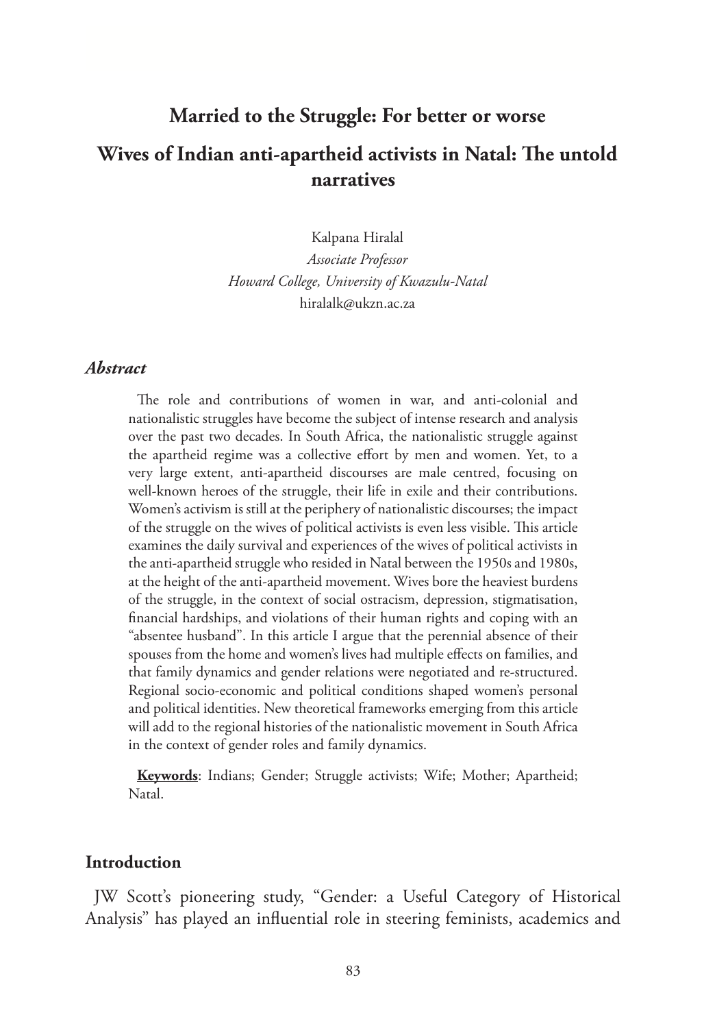# Married to the Struggle: For better or worse

# Wives of Indian anti-apartheid activists in Natal: The untold narratives

Kalpana Hiralal
*Associate Professor*
*Howard College, University of Kwazulu-Natal*
hiralalk@ukzn.ac.za

### *Abstract*

The role and contributions of women in war, and anti-colonial and nationalistic struggles have become the subject of intense research and analysis over the past two decades. In South Africa, the nationalistic struggle against the apartheid regime was a collective effort by men and women. Yet, to a very large extent, anti-apartheid discourses are male centred, focusing on well-known heroes of the struggle, their life in exile and their contributions. Women's activism is still at the periphery of nationalistic discourses; the impact of the struggle on the wives of political activists is even less visible. This article examines the daily survival and experiences of the wives of political activists in the anti-apartheid struggle who resided in Natal between the 1950s and 1980s, at the height of the anti-apartheid movement. Wives bore the heaviest burdens of the struggle, in the context of social ostracism, depression, stigmatisation, financial hardships, and violations of their human rights and coping with an "absentee husband". In this article I argue that the perennial absence of their spouses from the home and women's lives had multiple effects on families, and that family dynamics and gender relations were negotiated and re-structured. Regional socio-economic and political conditions shaped women's personal and political identities. New theoretical frameworks emerging from this article will add to the regional histories of the nationalistic movement in South Africa in the context of gender roles and family dynamics.

**Keywords**: Indians; Gender; Struggle activists; Wife; Mother; Apartheid; Natal.

## Introduction

JW Scott's pioneering study, "Gender: a Useful Category of Historical Analysis" has played an influential role in steering feminists, academics and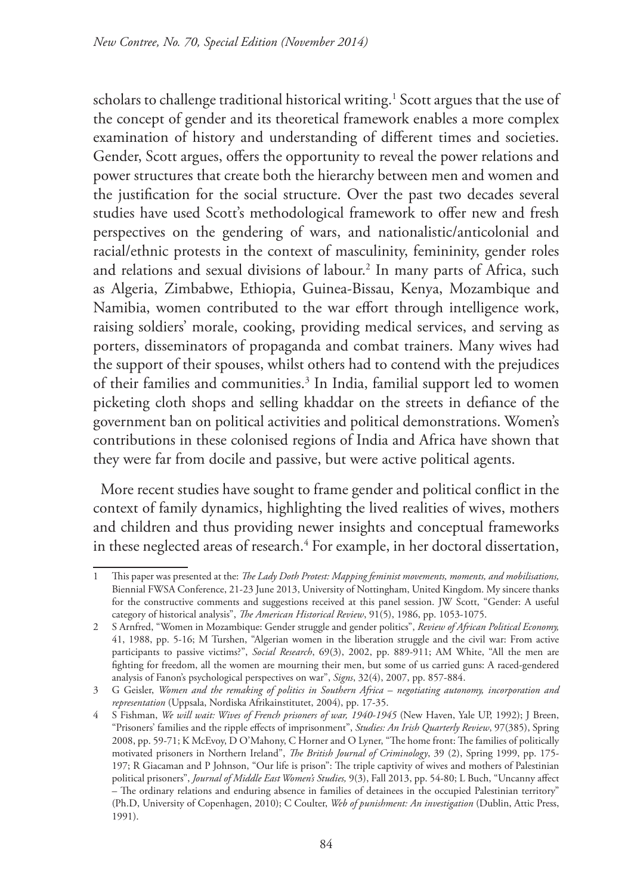scholars to challenge traditional historical writing.[1] Scott argues that the use of the concept of gender and its theoretical framework enables a more complex examination of history and understanding of different times and societies. Gender, Scott argues, offers the opportunity to reveal the power relations and power structures that create both the hierarchy between men and women and the justification for the social structure. Over the past two decades several studies have used Scott's methodological framework to offer new and fresh perspectives on the gendering of wars, and nationalistic/anticolonial and racial/ethnic protests in the context of masculinity, femininity, gender roles and relations and sexual divisions of labour.[2] In many parts of Africa, such as Algeria, Zimbabwe, Ethiopia, Guinea-Bissau, Kenya, Mozambique and Namibia, women contributed to the war effort through intelligence work, raising soldiers' morale, cooking, providing medical services, and serving as porters, disseminators of propaganda and combat trainers. Many wives had the support of their spouses, whilst others had to contend with the prejudices of their families and communities.[3] In India, familial support led to women picketing cloth shops and selling khaddar on the streets in defiance of the government ban on political activities and political demonstrations. Women's contributions in these colonised regions of India and Africa have shown that they were far from docile and passive, but were active political agents.

More recent studies have sought to frame gender and political conflict in the context of family dynamics, highlighting the lived realities of wives, mothers and children and thus providing newer insights and conceptual frameworks in these neglected areas of research.[4] For example, in her doctoral dissertation,

---

1 This paper was presented at the: *The Lady Doth Protest: Mapping feminist movements, moments, and mobilisations,* Biennial FWSA Conference, 21-23 June 2013, University of Nottingham, United Kingdom. My sincere thanks for the constructive comments and suggestions received at this panel session. JW Scott, "Gender: A useful category of historical analysis", *The American Historical Review*, 91(5), 1986, pp. 1053-1075.

2 S Arnfred, "Women in Mozambique: Gender struggle and gender politics", *Review of African Political Economy,* 41, 1988, pp. 5-16; M Turshen, "Algerian women in the liberation struggle and the civil war: From active participants to passive victims?", *Social Research*, 69(3), 2002, pp. 889-911; AM White, "All the men are fighting for freedom, all the women are mourning their men, but some of us carried guns: A raced-gendered analysis of Fanon's psychological perspectives on war", *Signs*, 32(4), 2007, pp. 857-884.

3 G Geisler, *Women and the remaking of politics in Southern Africa – negotiating autonomy, incorporation and representation* (Uppsala, Nordiska Afrikainstitutet, 2004), pp. 17-35.

4 S Fishman, *We will wait: Wives of French prisoners of war, 1940-1945* (New Haven, Yale UP, 1992); J Breen, "Prisoners' families and the ripple effects of imprisonment", *Studies: An Irish Quarterly Review*, 97(385), Spring 2008, pp. 59-71; K McEvoy, D O'Mahony, C Horner and O Lyner, "The home front: The families of politically motivated prisoners in Northern Ireland", *The British Journal of Criminology*, 39 (2), Spring 1999, pp. 175-197; R Giacaman and P Johnson, "Our life is prison": The triple captivity of wives and mothers of Palestinian political prisoners", *Journal of Middle East Women's Studies,* 9(3), Fall 2013, pp. 54-80; L Buch, "Uncanny affect – The ordinary relations and enduring absence in families of detainees in the occupied Palestinian territory" (Ph.D, University of Copenhagen, 2010); C Coulter, *Web of punishment: An investigation* (Dublin, Attic Press, 1991).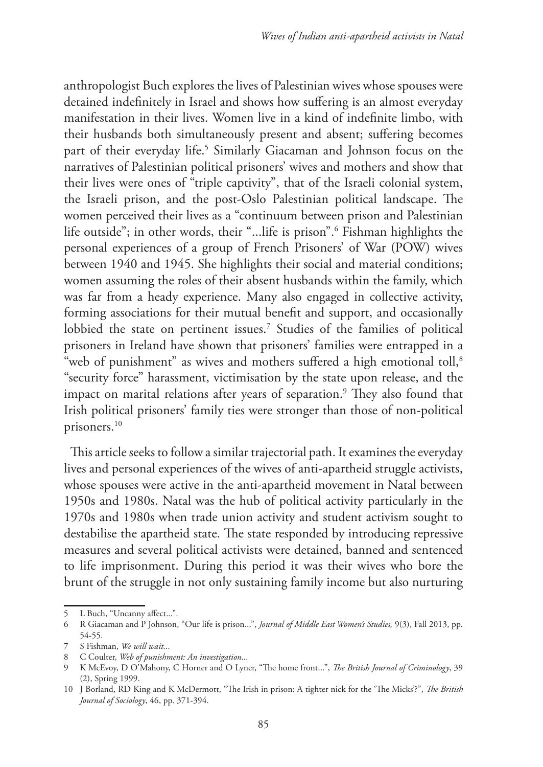anthropologist Buch explores the lives of Palestinian wives whose spouses were detained indefinitely in Israel and shows how suffering is an almost everyday manifestation in their lives. Women live in a kind of indefinite limbo, with their husbands both simultaneously present and absent; suffering becomes part of their everyday life.[5] Similarly Giacaman and Johnson focus on the narratives of Palestinian political prisoners' wives and mothers and show that their lives were ones of "triple captivity", that of the Israeli colonial system, the Israeli prison, and the post-Oslo Palestinian political landscape. The women perceived their lives as a "continuum between prison and Palestinian life outside"; in other words, their "...life is prison".[6] Fishman highlights the personal experiences of a group of French Prisoners' of War (POW) wives between 1940 and 1945. She highlights their social and material conditions; women assuming the roles of their absent husbands within the family, which was far from a heady experience. Many also engaged in collective activity, forming associations for their mutual benefit and support, and occasionally lobbied the state on pertinent issues.[7] Studies of the families of political prisoners in Ireland have shown that prisoners' families were entrapped in a "web of punishment" as wives and mothers suffered a high emotional toll,[8] "security force" harassment, victimisation by the state upon release, and the impact on marital relations after years of separation.[9] They also found that Irish political prisoners' family ties were stronger than those of non-political prisoners.[10]

This article seeks to follow a similar trajectorial path. It examines the everyday lives and personal experiences of the wives of anti-apartheid struggle activists, whose spouses were active in the anti-apartheid movement in Natal between 1950s and 1980s. Natal was the hub of political activity particularly in the 1970s and 1980s when trade union activity and student activism sought to destabilise the apartheid state. The state responded by introducing repressive measures and several political activists were detained, banned and sentenced to life imprisonment. During this period it was their wives who bore the brunt of the struggle in not only sustaining family income but also nurturing

---

5 L Buch, "Uncanny affect...".

6 R Giacaman and P Johnson, "Our life is prison...", *Journal of Middle East Women's Studies,* 9(3), Fall 2013, pp. 54-55.

7 S Fishman, *We will wait...*

8 C Coulter, *Web of punishment: An investigation...*

9 K McEvoy, D O'Mahony, C Horner and O Lyner, "The home front...", *The British Journal of Criminology*, 39 (2), Spring 1999.

10 J Borland, RD King and K McDermott, "The Irish in prison: A tighter nick for the 'The Micks'?", *The British Journal of Sociology*, 46, pp. 371-394.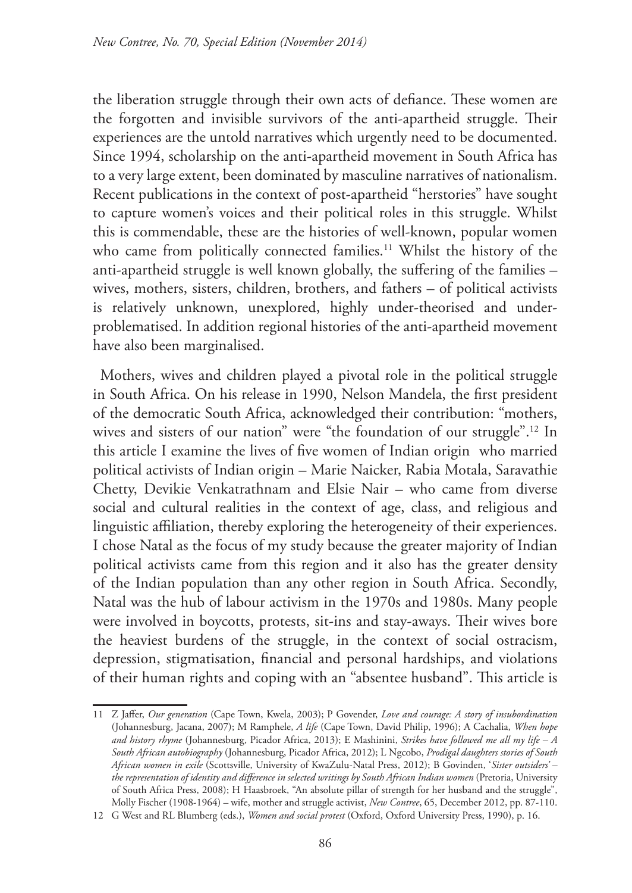the liberation struggle through their own acts of defiance. These women are the forgotten and invisible survivors of the anti-apartheid struggle. Their experiences are the untold narratives which urgently need to be documented. Since 1994, scholarship on the anti-apartheid movement in South Africa has to a very large extent, been dominated by masculine narratives of nationalism. Recent publications in the context of post-apartheid "herstories" have sought to capture women's voices and their political roles in this struggle. Whilst this is commendable, these are the histories of well-known, popular women who came from politically connected families.[11] Whilst the history of the anti-apartheid struggle is well known globally, the suffering of the families – wives, mothers, sisters, children, brothers, and fathers – of political activists is relatively unknown, unexplored, highly under-theorised and under-problematised. In addition regional histories of the anti-apartheid movement have also been marginalised.

Mothers, wives and children played a pivotal role in the political struggle in South Africa. On his release in 1990, Nelson Mandela, the first president of the democratic South Africa, acknowledged their contribution: "mothers, wives and sisters of our nation" were "the foundation of our struggle".[12] In this article I examine the lives of five women of Indian origin who married political activists of Indian origin – Marie Naicker, Rabia Motala, Saravathie Chetty, Devikie Venkatrathnam and Elsie Nair – who came from diverse social and cultural realities in the context of age, class, and religious and linguistic affiliation, thereby exploring the heterogeneity of their experiences. I chose Natal as the focus of my study because the greater majority of Indian political activists came from this region and it also has the greater density of the Indian population than any other region in South Africa. Secondly, Natal was the hub of labour activism in the 1970s and 1980s. Many people were involved in boycotts, protests, sit-ins and stay-aways. Their wives bore the heaviest burdens of the struggle, in the context of social ostracism, depression, stigmatisation, financial and personal hardships, and violations of their human rights and coping with an "absentee husband". This article is

---

11 Z Jaffer, *Our generation* (Cape Town, Kwela, 2003); P Govender, *Love and courage: A story of insubordination* (Johannesburg, Jacana, 2007); M Ramphele, *A life* (Cape Town, David Philip, 1996); A Cachalia, *When hope and history rhyme* (Johannesburg, Picador Africa, 2013); E Mashinini, *Strikes have followed me all my life – A South African autobiography* (Johannesburg, Picador Africa, 2012); L Ngcobo, *Prodigal daughters stories of South African women in exile* (Scottsville, University of KwaZulu-Natal Press, 2012); B Govinden, '*Sister outsiders' – the representation of identity and difference in selected writings by South African Indian women* (Pretoria, University of South Africa Press, 2008); H Haasbroek, "An absolute pillar of strength for her husband and the struggle", Molly Fischer (1908-1964) – wife, mother and struggle activist, *New Contree*, 65, December 2012, pp. 87-110.

12 G West and RL Blumberg (eds.), *Women and social protest* (Oxford, Oxford University Press, 1990), p. 16.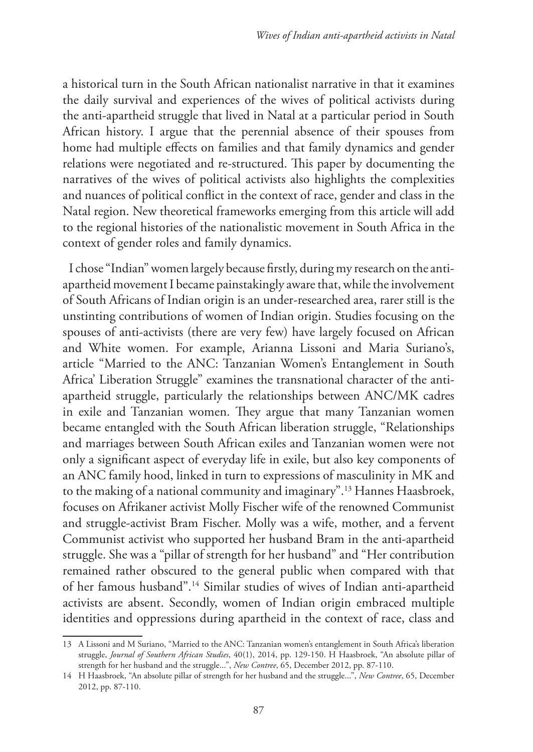a historical turn in the South African nationalist narrative in that it examines the daily survival and experiences of the wives of political activists during the anti-apartheid struggle that lived in Natal at a particular period in South African history. I argue that the perennial absence of their spouses from home had multiple effects on families and that family dynamics and gender relations were negotiated and re-structured. This paper by documenting the narratives of the wives of political activists also highlights the complexities and nuances of political conflict in the context of race, gender and class in the Natal region. New theoretical frameworks emerging from this article will add to the regional histories of the nationalistic movement in South Africa in the context of gender roles and family dynamics.

I chose "Indian" women largely because firstly, during my research on the anti-apartheid movement I became painstakingly aware that, while the involvement of South Africans of Indian origin is an under-researched area, rarer still is the unstinting contributions of women of Indian origin. Studies focusing on the spouses of anti-activists (there are very few) have largely focused on African and White women. For example, Arianna Lissoni and Maria Suriano's, article "Married to the ANC: Tanzanian Women's Entanglement in South Africa' Liberation Struggle" examines the transnational character of the anti-apartheid struggle, particularly the relationships between ANC/MK cadres in exile and Tanzanian women. They argue that many Tanzanian women became entangled with the South African liberation struggle, "Relationships and marriages between South African exiles and Tanzanian women were not only a significant aspect of everyday life in exile, but also key components of an ANC family hood, linked in turn to expressions of masculinity in MK and to the making of a national community and imaginary".[13] Hannes Haasbroek, focuses on Afrikaner activist Molly Fischer wife of the renowned Communist and struggle-activist Bram Fischer. Molly was a wife, mother, and a fervent Communist activist who supported her husband Bram in the anti-apartheid struggle. She was a "pillar of strength for her husband" and "Her contribution remained rather obscured to the general public when compared with that of her famous husband".[14] Similar studies of wives of Indian anti-apartheid activists are absent. Secondly, women of Indian origin embraced multiple identities and oppressions during apartheid in the context of race, class and

13 A Lissoni and M Suriano, "Married to the ANC: Tanzanian women's entanglement in South Africa's liberation struggle, *Journal of Southern African Studies*, 40(1), 2014, pp. 129-150. H Haasbroek, "An absolute pillar of strength for her husband and the struggle...", *New Contree*, 65, December 2012, pp. 87-110.

14 H Haasbroek, "An absolute pillar of strength for her husband and the struggle...", *New Contree*, 65, December 2012, pp. 87-110.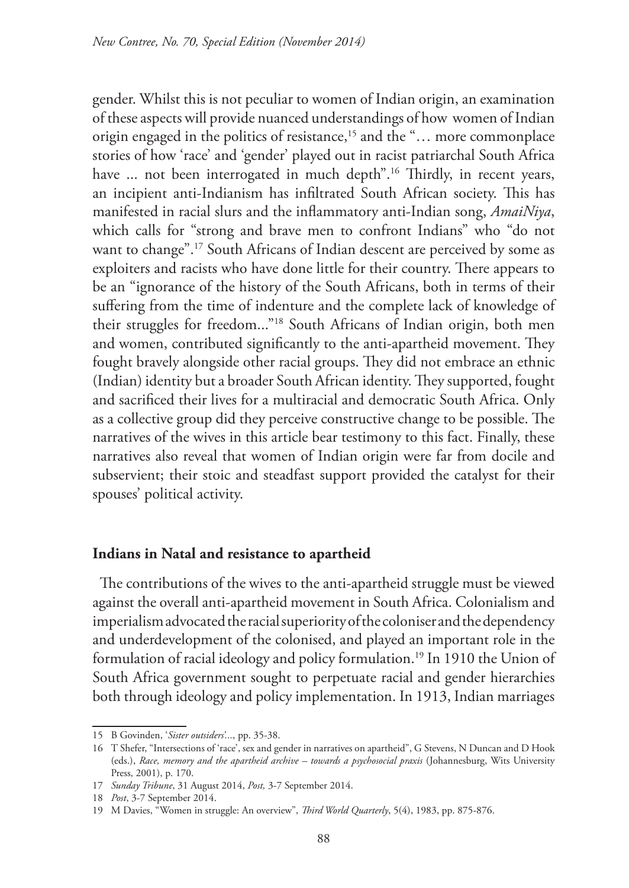gender. Whilst this is not peculiar to women of Indian origin, an examination of these aspects will provide nuanced understandings of how women of Indian origin engaged in the politics of resistance,[15] and the "… more commonplace stories of how 'race' and 'gender' played out in racist patriarchal South Africa have ... not been interrogated in much depth".[16] Thirdly, in recent years, an incipient anti-Indianism has infiltrated South African society. This has manifested in racial slurs and the inflammatory anti-Indian song, *AmaiNiya*, which calls for "strong and brave men to confront Indians" who "do not want to change".[17] South Africans of Indian descent are perceived by some as exploiters and racists who have done little for their country. There appears to be an "ignorance of the history of the South Africans, both in terms of their suffering from the time of indenture and the complete lack of knowledge of their struggles for freedom..."[18] South Africans of Indian origin, both men and women, contributed significantly to the anti-apartheid movement. They fought bravely alongside other racial groups. They did not embrace an ethnic (Indian) identity but a broader South African identity. They supported, fought and sacrificed their lives for a multiracial and democratic South Africa. Only as a collective group did they perceive constructive change to be possible. The narratives of the wives in this article bear testimony to this fact. Finally, these narratives also reveal that women of Indian origin were far from docile and subservient; their stoic and steadfast support provided the catalyst for their spouses' political activity.

## Indians in Natal and resistance to apartheid

The contributions of the wives to the anti-apartheid struggle must be viewed against the overall anti-apartheid movement in South Africa. Colonialism and imperialism advocated the racial superiority of the coloniser and the dependency and underdevelopment of the colonised, and played an important role in the formulation of racial ideology and policy formulation.[19] In 1910 the Union of South Africa government sought to perpetuate racial and gender hierarchies both through ideology and policy implementation. In 1913, Indian marriages

---

15 B Govinden, '*Sister outsiders*'..., pp. 35-38.

16 T Shefer, "Intersections of 'race', sex and gender in narratives on apartheid", G Stevens, N Duncan and D Hook (eds.), *Race, memory and the apartheid archive – towards a psychosocial praxis* (Johannesburg, Wits University Press, 2001), p. 170.

17 *Sunday Tribune*, 31 August 2014, *Post,* 3-7 September 2014.

18 *Post*, 3-7 September 2014.

19 M Davies, "Women in struggle: An overview", *Third World Quarterly*, 5(4), 1983, pp. 875-876.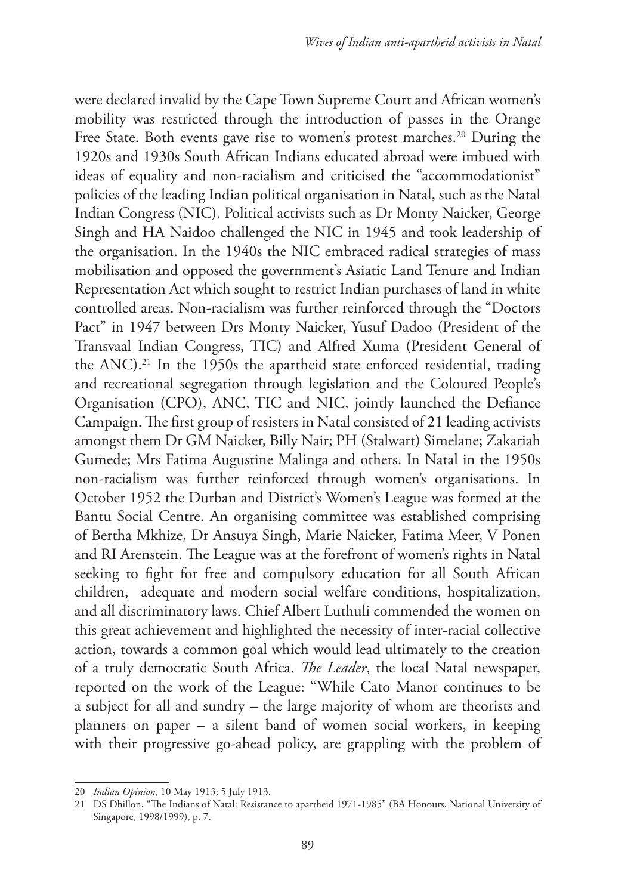were declared invalid by the Cape Town Supreme Court and African women's mobility was restricted through the introduction of passes in the Orange Free State. Both events gave rise to women's protest marches.[20] During the 1920s and 1930s South African Indians educated abroad were imbued with ideas of equality and non-racialism and criticised the "accommodationist" policies of the leading Indian political organisation in Natal, such as the Natal Indian Congress (NIC). Political activists such as Dr Monty Naicker, George Singh and HA Naidoo challenged the NIC in 1945 and took leadership of the organisation. In the 1940s the NIC embraced radical strategies of mass mobilisation and opposed the government's Asiatic Land Tenure and Indian Representation Act which sought to restrict Indian purchases of land in white controlled areas. Non-racialism was further reinforced through the "Doctors Pact" in 1947 between Drs Monty Naicker, Yusuf Dadoo (President of the Transvaal Indian Congress, TIC) and Alfred Xuma (President General of the ANC).[21] In the 1950s the apartheid state enforced residential, trading and recreational segregation through legislation and the Coloured People's Organisation (CPO), ANC, TIC and NIC, jointly launched the Defiance Campaign. The first group of resisters in Natal consisted of 21 leading activists amongst them Dr GM Naicker, Billy Nair; PH (Stalwart) Simelane; Zakariah Gumede; Mrs Fatima Augustine Malinga and others. In Natal in the 1950s non-racialism was further reinforced through women's organisations. In October 1952 the Durban and District's Women's League was formed at the Bantu Social Centre. An organising committee was established comprising of Bertha Mkhize, Dr Ansuya Singh, Marie Naicker, Fatima Meer, V Ponen and RI Arenstein. The League was at the forefront of women's rights in Natal seeking to fight for free and compulsory education for all South African children, adequate and modern social welfare conditions, hospitalization, and all discriminatory laws. Chief Albert Luthuli commended the women on this great achievement and highlighted the necessity of inter-racial collective action, towards a common goal which would lead ultimately to the creation of a truly democratic South Africa. *The Leader*, the local Natal newspaper, reported on the work of the League: "While Cato Manor continues to be a subject for all and sundry – the large majority of whom are theorists and planners on paper – a silent band of women social workers, in keeping with their progressive go-ahead policy, are grappling with the problem of

---

20 *Indian Opinion*, 10 May 1913; 5 July 1913.

21 DS Dhillon, "The Indians of Natal: Resistance to apartheid 1971-1985" (BA Honours, National University of Singapore, 1998/1999), p. 7.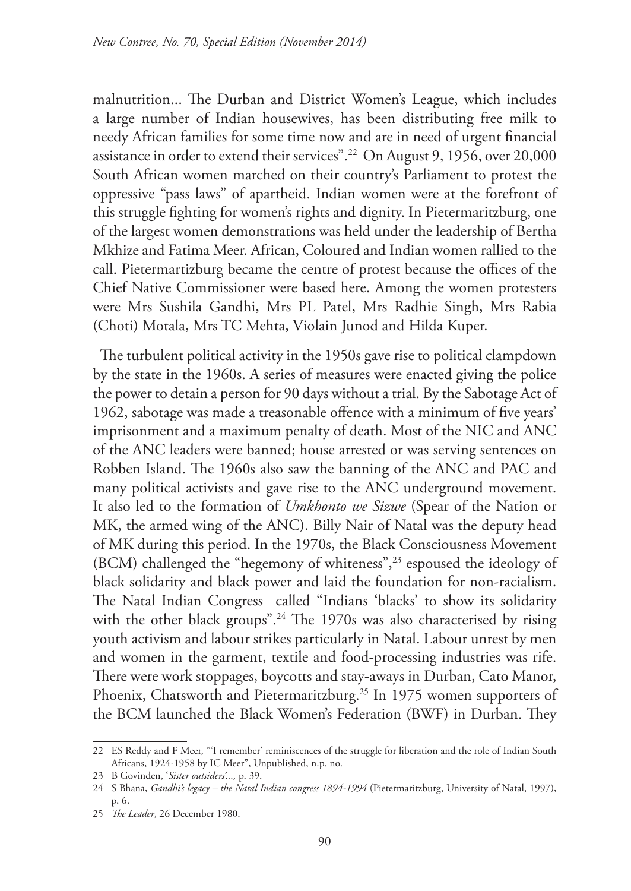malnutrition... The Durban and District Women's League, which includes a large number of Indian housewives, has been distributing free milk to needy African families for some time now and are in need of urgent financial assistance in order to extend their services".[22] On August 9, 1956, over 20,000 South African women marched on their country's Parliament to protest the oppressive "pass laws" of apartheid. Indian women were at the forefront of this struggle fighting for women's rights and dignity. In Pietermaritzburg, one of the largest women demonstrations was held under the leadership of Bertha Mkhize and Fatima Meer. African, Coloured and Indian women rallied to the call. Pietermartizburg became the centre of protest because the offices of the Chief Native Commissioner were based here. Among the women protesters were Mrs Sushila Gandhi, Mrs PL Patel, Mrs Radhie Singh, Mrs Rabia (Choti) Motala, Mrs TC Mehta, Violain Junod and Hilda Kuper.

The turbulent political activity in the 1950s gave rise to political clampdown by the state in the 1960s. A series of measures were enacted giving the police the power to detain a person for 90 days without a trial. By the Sabotage Act of 1962, sabotage was made a treasonable offence with a minimum of five years' imprisonment and a maximum penalty of death. Most of the NIC and ANC of the ANC leaders were banned; house arrested or was serving sentences on Robben Island. The 1960s also saw the banning of the ANC and PAC and many political activists and gave rise to the ANC underground movement. It also led to the formation of *Umkhonto we Sizwe* (Spear of the Nation or MK, the armed wing of the ANC). Billy Nair of Natal was the deputy head of MK during this period. In the 1970s, the Black Consciousness Movement (BCM) challenged the "hegemony of whiteness",[23] espoused the ideology of black solidarity and black power and laid the foundation for non-racialism. The Natal Indian Congress called "Indians 'blacks' to show its solidarity with the other black groups".[24] The 1970s was also characterised by rising youth activism and labour strikes particularly in Natal. Labour unrest by men and women in the garment, textile and food-processing industries was rife. There were work stoppages, boycotts and stay-aways in Durban, Cato Manor, Phoenix, Chatsworth and Pietermaritzburg.[25] In 1975 women supporters of the BCM launched the Black Women's Federation (BWF) in Durban. They

---

22 ES Reddy and F Meer, "'I remember' reminiscences of the struggle for liberation and the role of Indian South Africans, 1924-1958 by IC Meer", Unpublished, n.p. no.

23 B Govinden, '*Sister outsiders'...,* p. 39.

24 S Bhana, *Gandhi's legacy – the Natal Indian congress 1894-1994* (Pietermaritzburg, University of Natal, 1997), p. 6.

25 *The Leader*, 26 December 1980.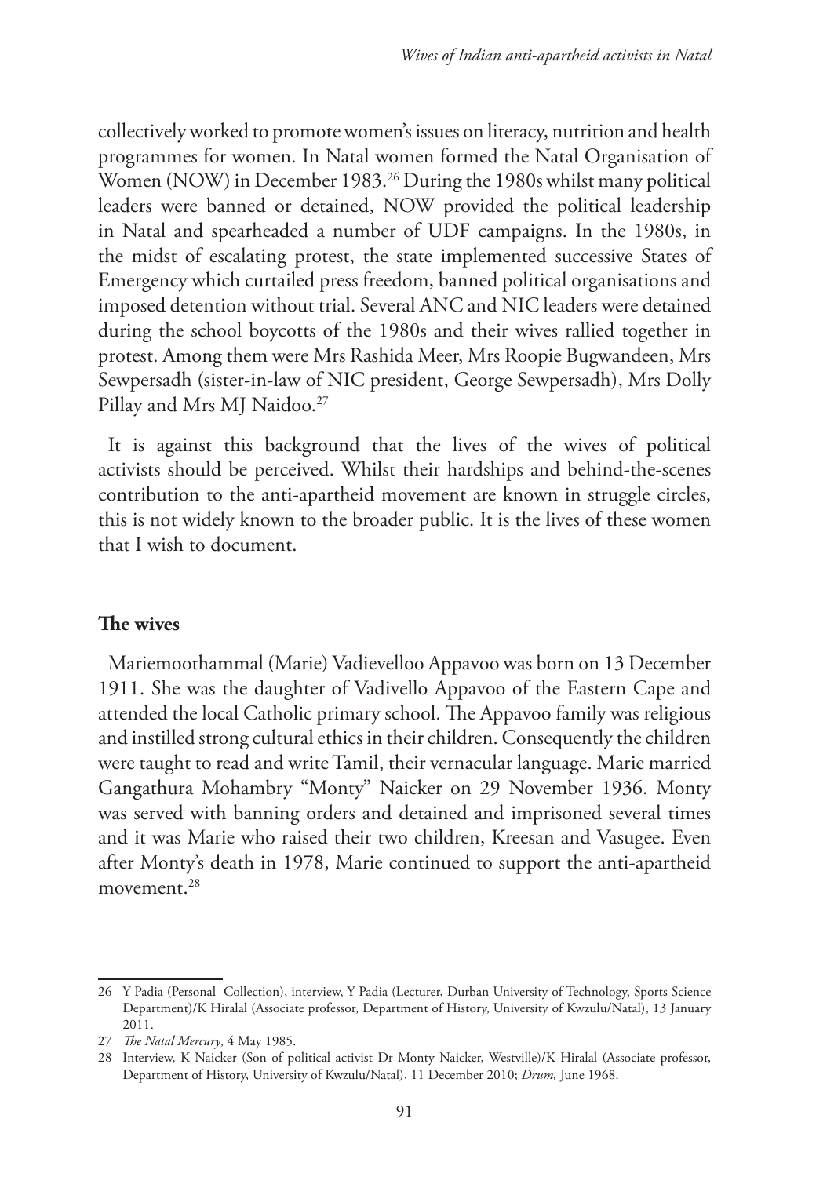collectively worked to promote women's issues on literacy, nutrition and health programmes for women. In Natal women formed the Natal Organisation of Women (NOW) in December 1983.[26] During the 1980s whilst many political leaders were banned or detained, NOW provided the political leadership in Natal and spearheaded a number of UDF campaigns. In the 1980s, in the midst of escalating protest, the state implemented successive States of Emergency which curtailed press freedom, banned political organisations and imposed detention without trial. Several ANC and NIC leaders were detained during the school boycotts of the 1980s and their wives rallied together in protest. Among them were Mrs Rashida Meer, Mrs Roopie Bugwandeen, Mrs Sewpersadh (sister-in-law of NIC president, George Sewpersadh), Mrs Dolly Pillay and Mrs MJ Naidoo.[27]

It is against this background that the lives of the wives of political activists should be perceived. Whilst their hardships and behind-the-scenes contribution to the anti-apartheid movement are known in struggle circles, this is not widely known to the broader public. It is the lives of these women that I wish to document.

## The wives

Mariemoothammal (Marie) Vadievelloo Appavoo was born on 13 December 1911. She was the daughter of Vadivello Appavoo of the Eastern Cape and attended the local Catholic primary school. The Appavoo family was religious and instilled strong cultural ethics in their children. Consequently the children were taught to read and write Tamil, their vernacular language. Marie married Gangathura Mohambry "Monty" Naicker on 29 November 1936. Monty was served with banning orders and detained and imprisoned several times and it was Marie who raised their two children, Kreesan and Vasugee. Even after Monty's death in 1978, Marie continued to support the anti-apartheid movement.[28]

---

26 Y Padia (Personal Collection), interview, Y Padia (Lecturer, Durban University of Technology, Sports Science Department)/K Hiralal (Associate professor, Department of History, University of Kwzulu/Natal), 13 January 2011.

27 *The Natal Mercury*, 4 May 1985.

28 Interview, K Naicker (Son of political activist Dr Monty Naicker, Westville)/K Hiralal (Associate professor, Department of History, University of Kwzulu/Natal), 11 December 2010; *Drum,* June 1968.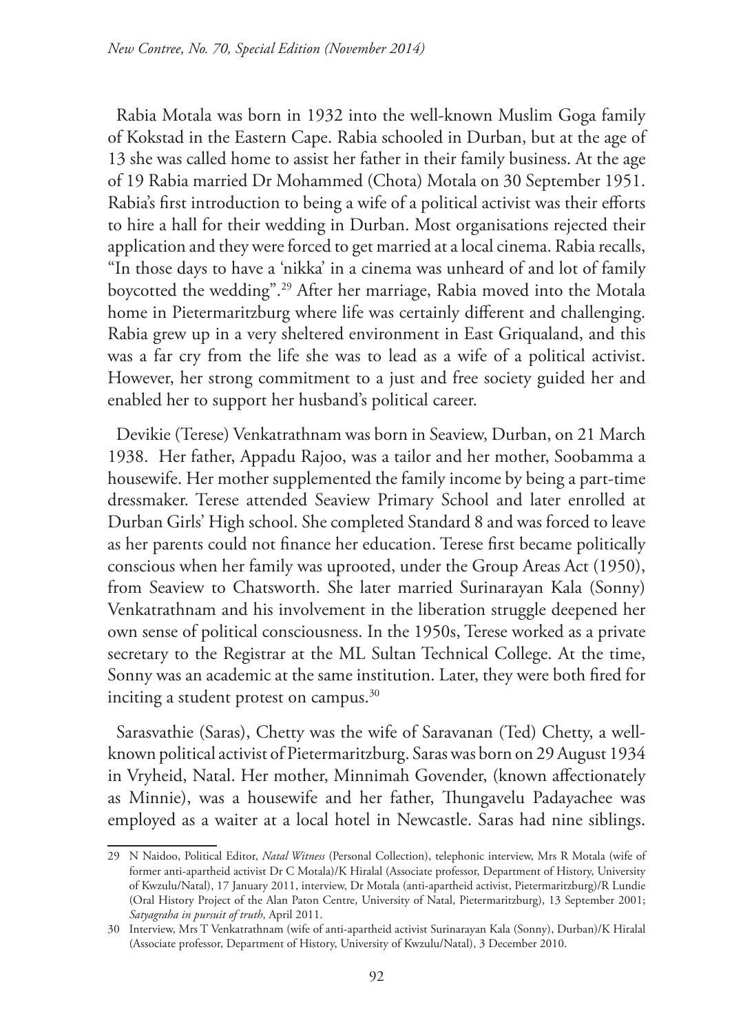Rabia Motala was born in 1932 into the well-known Muslim Goga family of Kokstad in the Eastern Cape. Rabia schooled in Durban, but at the age of 13 she was called home to assist her father in their family business. At the age of 19 Rabia married Dr Mohammed (Chota) Motala on 30 September 1951. Rabia's first introduction to being a wife of a political activist was their efforts to hire a hall for their wedding in Durban. Most organisations rejected their application and they were forced to get married at a local cinema. Rabia recalls, "In those days to have a 'nikka' in a cinema was unheard of and lot of family boycotted the wedding".[29] After her marriage, Rabia moved into the Motala home in Pietermaritzburg where life was certainly different and challenging. Rabia grew up in a very sheltered environment in East Griqualand, and this was a far cry from the life she was to lead as a wife of a political activist. However, her strong commitment to a just and free society guided her and enabled her to support her husband's political career.

Devikie (Terese) Venkatrathnam was born in Seaview, Durban, on 21 March 1938. Her father, Appadu Rajoo, was a tailor and her mother, Soobamma a housewife. Her mother supplemented the family income by being a part-time dressmaker. Terese attended Seaview Primary School and later enrolled at Durban Girls' High school. She completed Standard 8 and was forced to leave as her parents could not finance her education. Terese first became politically conscious when her family was uprooted, under the Group Areas Act (1950), from Seaview to Chatsworth. She later married Surinarayan Kala (Sonny) Venkatrathnam and his involvement in the liberation struggle deepened her own sense of political consciousness. In the 1950s, Terese worked as a private secretary to the Registrar at the ML Sultan Technical College. At the time, Sonny was an academic at the same institution. Later, they were both fired for inciting a student protest on campus.[30]

Sarasvathie (Saras), Chetty was the wife of Saravanan (Ted) Chetty, a well-known political activist of Pietermaritzburg. Saras was born on 29 August 1934 in Vryheid, Natal. Her mother, Minnimah Govender, (known affectionately as Minnie), was a housewife and her father, Thungavelu Padayachee was employed as a waiter at a local hotel in Newcastle. Saras had nine siblings.

---

29 N Naidoo, Political Editor, *Natal Witness* (Personal Collection), telephonic interview, Mrs R Motala (wife of former anti-apartheid activist Dr C Motala)/K Hiralal (Associate professor, Department of History, University of Kwzulu/Natal), 17 January 2011, interview, Dr Motala (anti-apartheid activist, Pietermaritzburg)/R Lundie (Oral History Project of the Alan Paton Centre, University of Natal, Pietermaritzburg), 13 September 2001; *Satyagraha in pursuit of truth*, April 2011.

30 Interview, Mrs T Venkatrathnam (wife of anti-apartheid activist Surinarayan Kala (Sonny), Durban)/K Hiralal (Associate professor, Department of History, University of Kwzulu/Natal), 3 December 2010.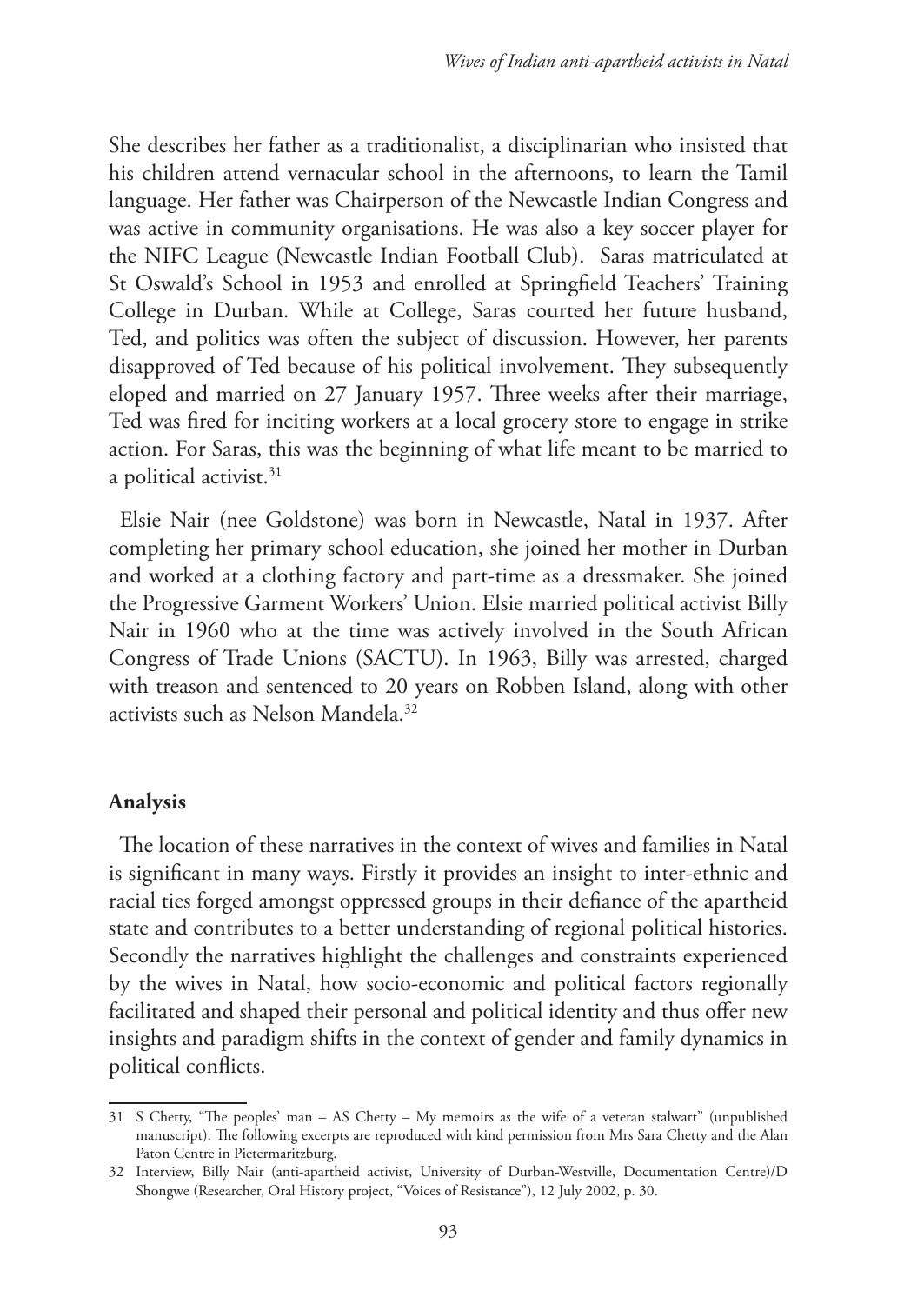She describes her father as a traditionalist, a disciplinarian who insisted that his children attend vernacular school in the afternoons, to learn the Tamil language. Her father was Chairperson of the Newcastle Indian Congress and was active in community organisations. He was also a key soccer player for the NIFC League (Newcastle Indian Football Club). Saras matriculated at St Oswald's School in 1953 and enrolled at Springfield Teachers' Training College in Durban. While at College, Saras courted her future husband, Ted, and politics was often the subject of discussion. However, her parents disapproved of Ted because of his political involvement. They subsequently eloped and married on 27 January 1957. Three weeks after their marriage, Ted was fired for inciting workers at a local grocery store to engage in strike action. For Saras, this was the beginning of what life meant to be married to a political activist.[31]

Elsie Nair (nee Goldstone) was born in Newcastle, Natal in 1937. After completing her primary school education, she joined her mother in Durban and worked at a clothing factory and part-time as a dressmaker. She joined the Progressive Garment Workers' Union. Elsie married political activist Billy Nair in 1960 who at the time was actively involved in the South African Congress of Trade Unions (SACTU). In 1963, Billy was arrested, charged with treason and sentenced to 20 years on Robben Island, along with other activists such as Nelson Mandela.[32]

## Analysis

The location of these narratives in the context of wives and families in Natal is significant in many ways. Firstly it provides an insight to inter-ethnic and racial ties forged amongst oppressed groups in their defiance of the apartheid state and contributes to a better understanding of regional political histories. Secondly the narratives highlight the challenges and constraints experienced by the wives in Natal, how socio-economic and political factors regionally facilitated and shaped their personal and political identity and thus offer new insights and paradigm shifts in the context of gender and family dynamics in political conflicts.

---

31 S Chetty, "The peoples' man – AS Chetty – My memoirs as the wife of a veteran stalwart" (unpublished manuscript). The following excerpts are reproduced with kind permission from Mrs Sara Chetty and the Alan Paton Centre in Pietermaritzburg.

32 Interview, Billy Nair (anti-apartheid activist, University of Durban-Westville, Documentation Centre)/D Shongwe (Researcher, Oral History project, "Voices of Resistance"), 12 July 2002, p. 30.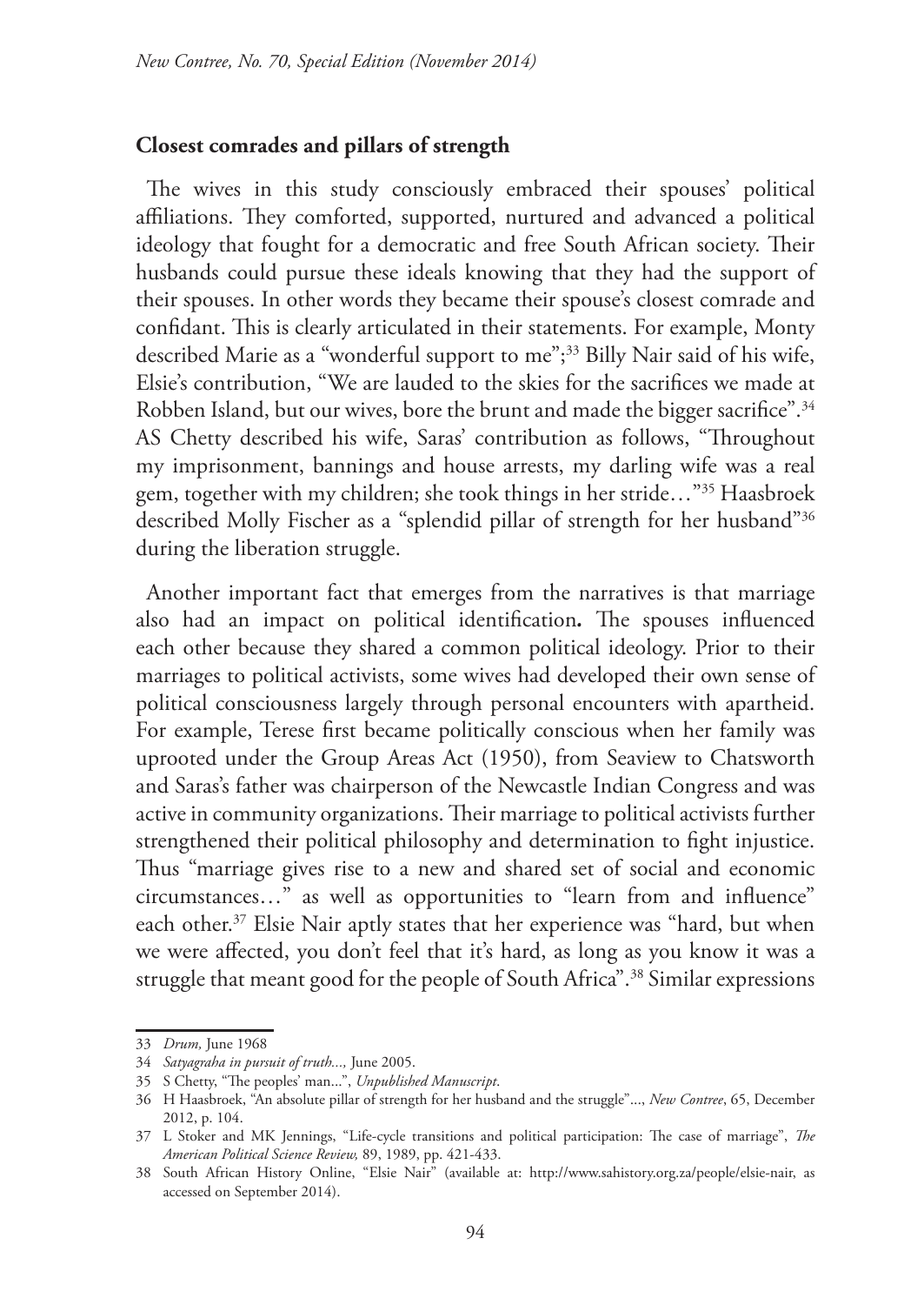## Closest comrades and pillars of strength

The wives in this study consciously embraced their spouses' political affiliations. They comforted, supported, nurtured and advanced a political ideology that fought for a democratic and free South African society. Their husbands could pursue these ideals knowing that they had the support of their spouses. In other words they became their spouse's closest comrade and confidant. This is clearly articulated in their statements. For example, Monty described Marie as a "wonderful support to me";[33] Billy Nair said of his wife, Elsie's contribution, "We are lauded to the skies for the sacrifices we made at Robben Island, but our wives, bore the brunt and made the bigger sacrifice".[34] AS Chetty described his wife, Saras' contribution as follows, "Throughout my imprisonment, bannings and house arrests, my darling wife was a real gem, together with my children; she took things in her stride…"[35] Haasbroek described Molly Fischer as a "splendid pillar of strength for her husband"[36] during the liberation struggle.

Another important fact that emerges from the narratives is that marriage also had an impact on political identification**.** The spouses influenced each other because they shared a common political ideology. Prior to their marriages to political activists, some wives had developed their own sense of political consciousness largely through personal encounters with apartheid. For example, Terese first became politically conscious when her family was uprooted under the Group Areas Act (1950), from Seaview to Chatsworth and Saras's father was chairperson of the Newcastle Indian Congress and was active in community organizations. Their marriage to political activists further strengthened their political philosophy and determination to fight injustice. Thus "marriage gives rise to a new and shared set of social and economic circumstances…" as well as opportunities to "learn from and influence" each other.[37] Elsie Nair aptly states that her experience was "hard, but when we were affected, you don't feel that it's hard, as long as you know it was a struggle that meant good for the people of South Africa".[38] Similar expressions

---

33 *Drum,* June 1968

34 *Satyagraha in pursuit of truth...,* June 2005.

35 S Chetty, "The peoples' man...", *Unpublished Manuscript*.

36 H Haasbroek, "An absolute pillar of strength for her husband and the struggle"..., *New Contree*, 65, December 2012, p. 104.

37 L Stoker and MK Jennings, "Life-cycle transitions and political participation: The case of marriage", *The American Political Science Review,* 89, 1989, pp. 421-433.

38 South African History Online, "Elsie Nair" (available at: http://www.sahistory.org.za/people/elsie-nair, as accessed on September 2014).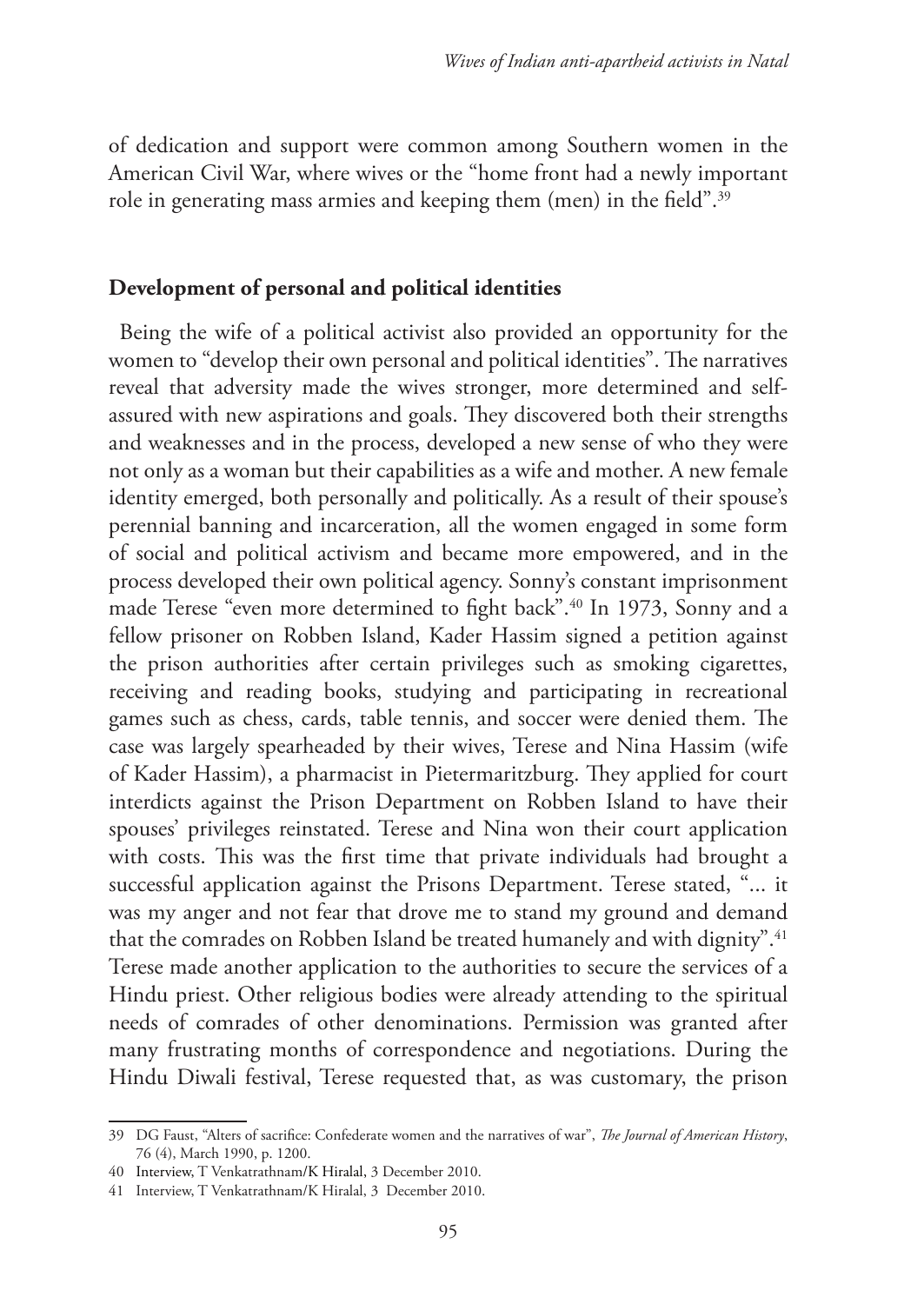of dedication and support were common among Southern women in the American Civil War, where wives or the "home front had a newly important role in generating mass armies and keeping them (men) in the field".[39]

## Development of personal and political identities

Being the wife of a political activist also provided an opportunity for the women to "develop their own personal and political identities". The narratives reveal that adversity made the wives stronger, more determined and self-assured with new aspirations and goals. They discovered both their strengths and weaknesses and in the process, developed a new sense of who they were not only as a woman but their capabilities as a wife and mother. A new female identity emerged, both personally and politically. As a result of their spouse's perennial banning and incarceration, all the women engaged in some form of social and political activism and became more empowered, and in the process developed their own political agency. Sonny's constant imprisonment made Terese "even more determined to fight back".[40] In 1973, Sonny and a fellow prisoner on Robben Island, Kader Hassim signed a petition against the prison authorities after certain privileges such as smoking cigarettes, receiving and reading books, studying and participating in recreational games such as chess, cards, table tennis, and soccer were denied them. The case was largely spearheaded by their wives, Terese and Nina Hassim (wife of Kader Hassim), a pharmacist in Pietermaritzburg. They applied for court interdicts against the Prison Department on Robben Island to have their spouses' privileges reinstated. Terese and Nina won their court application with costs. This was the first time that private individuals had brought a successful application against the Prisons Department. Terese stated, "... it was my anger and not fear that drove me to stand my ground and demand that the comrades on Robben Island be treated humanely and with dignity".[41] Terese made another application to the authorities to secure the services of a Hindu priest. Other religious bodies were already attending to the spiritual needs of comrades of other denominations. Permission was granted after many frustrating months of correspondence and negotiations. During the Hindu Diwali festival, Terese requested that, as was customary, the prison

---

39 DG Faust, "Alters of sacrifice: Confederate women and the narratives of war", *The Journal of American History*, 76 (4), March 1990, p. 1200.

40 Interview, T Venkatrathnam/K Hiralal, 3 December 2010.

41 Interview, T Venkatrathnam/K Hiralal, 3 December 2010.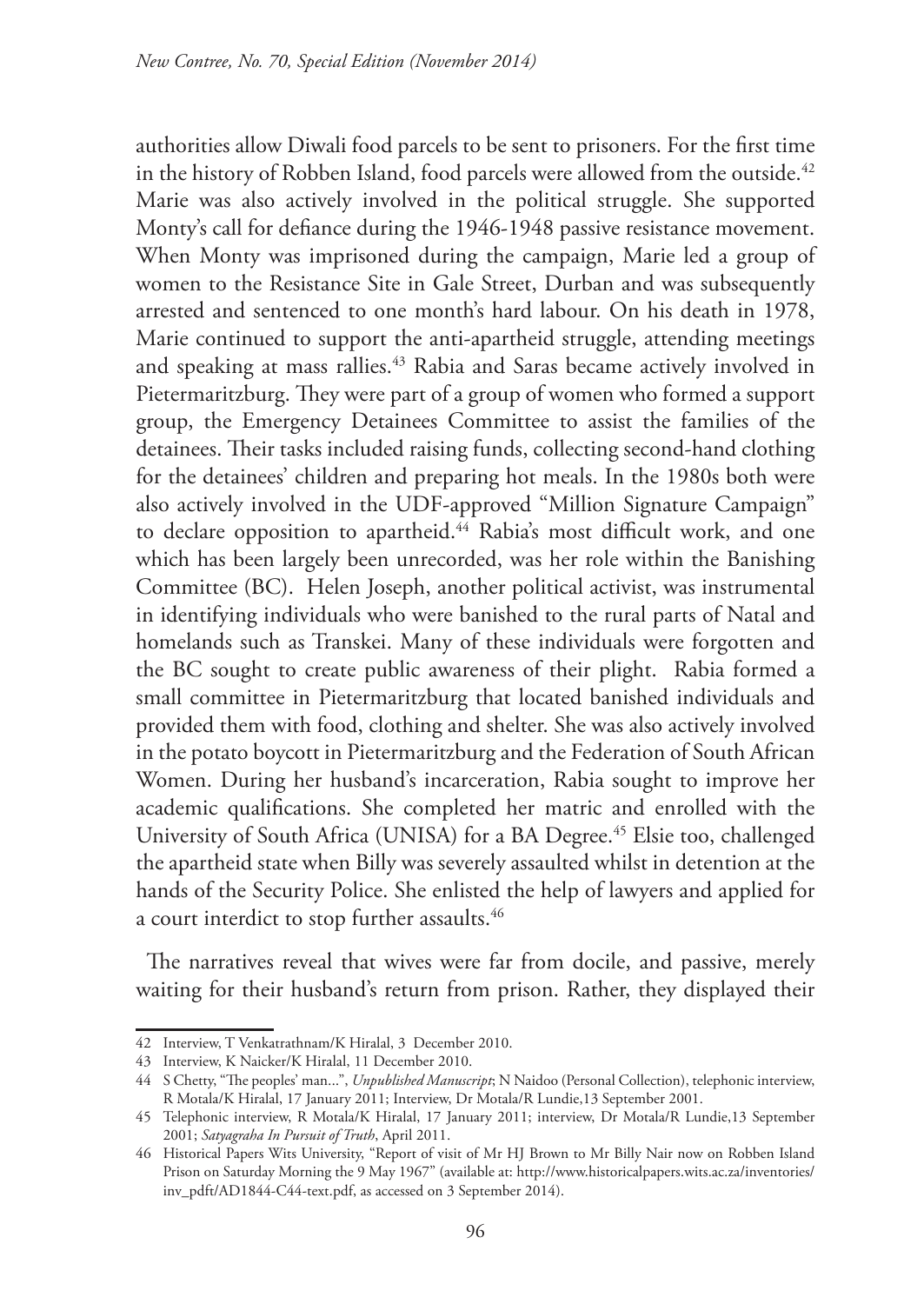authorities allow Diwali food parcels to be sent to prisoners. For the first time in the history of Robben Island, food parcels were allowed from the outside.[42] Marie was also actively involved in the political struggle. She supported Monty's call for defiance during the 1946-1948 passive resistance movement. When Monty was imprisoned during the campaign, Marie led a group of women to the Resistance Site in Gale Street, Durban and was subsequently arrested and sentenced to one month's hard labour. On his death in 1978, Marie continued to support the anti-apartheid struggle, attending meetings and speaking at mass rallies.[43] Rabia and Saras became actively involved in Pietermaritzburg. They were part of a group of women who formed a support group, the Emergency Detainees Committee to assist the families of the detainees. Their tasks included raising funds, collecting second-hand clothing for the detainees' children and preparing hot meals. In the 1980s both were also actively involved in the UDF-approved "Million Signature Campaign" to declare opposition to apartheid.[44] Rabia's most difficult work, and one which has been largely been unrecorded, was her role within the Banishing Committee (BC). Helen Joseph, another political activist, was instrumental in identifying individuals who were banished to the rural parts of Natal and homelands such as Transkei. Many of these individuals were forgotten and the BC sought to create public awareness of their plight. Rabia formed a small committee in Pietermaritzburg that located banished individuals and provided them with food, clothing and shelter. She was also actively involved in the potato boycott in Pietermaritzburg and the Federation of South African Women. During her husband's incarceration, Rabia sought to improve her academic qualifications. She completed her matric and enrolled with the University of South Africa (UNISA) for a BA Degree.[45] Elsie too, challenged the apartheid state when Billy was severely assaulted whilst in detention at the hands of the Security Police. She enlisted the help of lawyers and applied for a court interdict to stop further assaults.[46]

The narratives reveal that wives were far from docile, and passive, merely waiting for their husband's return from prison. Rather, they displayed their

---

42 Interview, T Venkatrathnam/K Hiralal, 3 December 2010.

43 Interview, K Naicker/K Hiralal, 11 December 2010.

44 S Chetty, "The peoples' man...", *Unpublished Manuscript*; N Naidoo (Personal Collection), telephonic interview, R Motala/K Hiralal, 17 January 2011; Interview, Dr Motala/R Lundie,13 September 2001.

45 Telephonic interview, R Motala/K Hiralal, 17 January 2011; interview, Dr Motala/R Lundie,13 September 2001; *Satyagraha In Pursuit of Truth*, April 2011.

46 Historical Papers Wits University, "Report of visit of Mr HJ Brown to Mr Billy Nair now on Robben Island Prison on Saturday Morning the 9 May 1967" (available at: http://www.historicalpapers.wits.ac.za/inventories/inv_pdft/AD1844-C44-text.pdf, as accessed on 3 September 2014).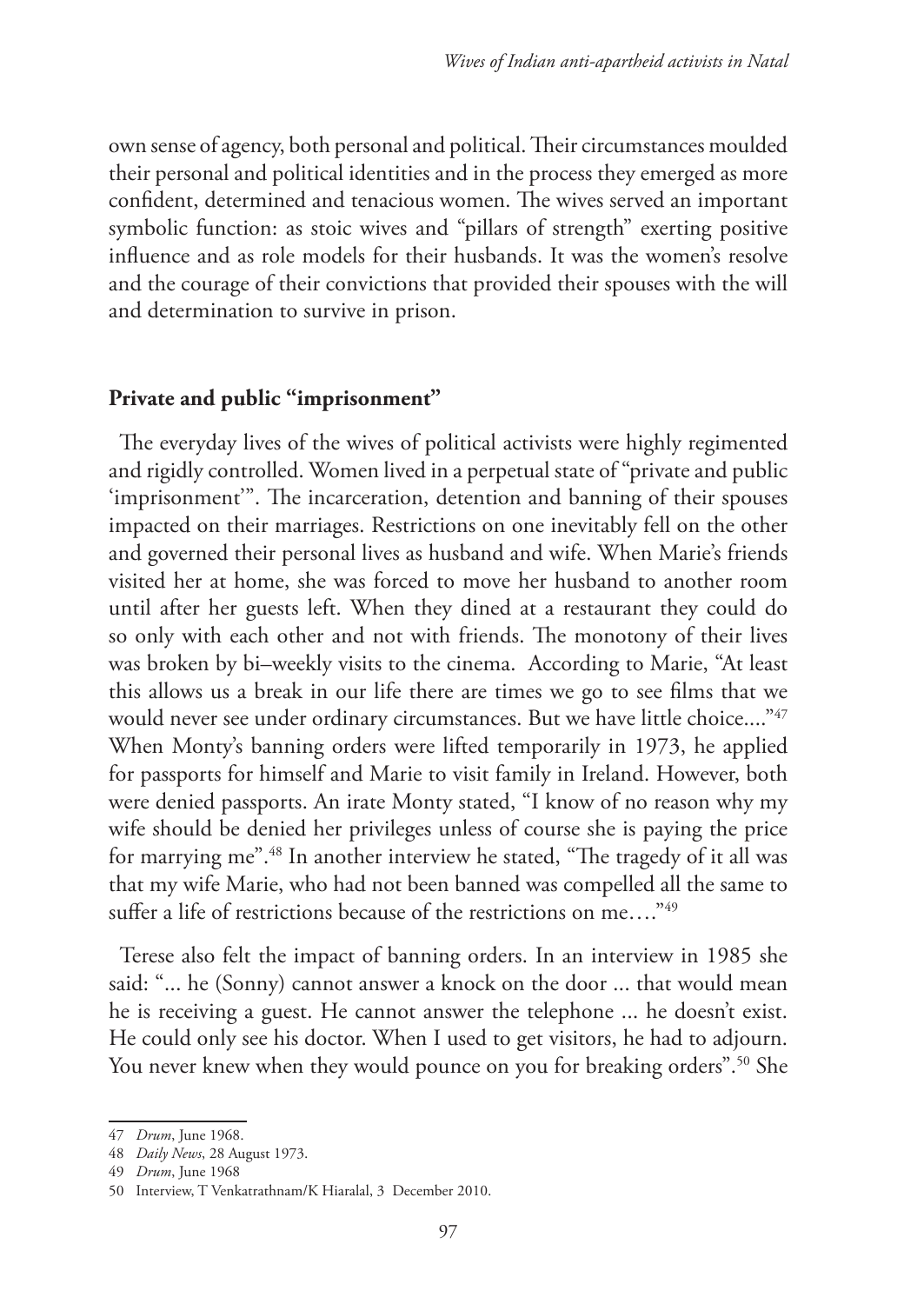own sense of agency, both personal and political. Their circumstances moulded their personal and political identities and in the process they emerged as more confident, determined and tenacious women. The wives served an important symbolic function: as stoic wives and "pillars of strength" exerting positive influence and as role models for their husbands. It was the women's resolve and the courage of their convictions that provided their spouses with the will and determination to survive in prison.

## Private and public "imprisonment"

The everyday lives of the wives of political activists were highly regimented and rigidly controlled. Women lived in a perpetual state of "private and public 'imprisonment'". The incarceration, detention and banning of their spouses impacted on their marriages. Restrictions on one inevitably fell on the other and governed their personal lives as husband and wife. When Marie's friends visited her at home, she was forced to move her husband to another room until after her guests left. When they dined at a restaurant they could do so only with each other and not with friends. The monotony of their lives was broken by bi–weekly visits to the cinema. According to Marie, "At least this allows us a break in our life there are times we go to see films that we would never see under ordinary circumstances. But we have little choice...."[47] When Monty's banning orders were lifted temporarily in 1973, he applied for passports for himself and Marie to visit family in Ireland. However, both were denied passports. An irate Monty stated, "I know of no reason why my wife should be denied her privileges unless of course she is paying the price for marrying me".[48] In another interview he stated, "The tragedy of it all was that my wife Marie, who had not been banned was compelled all the same to suffer a life of restrictions because of the restrictions on me…."[49]

Terese also felt the impact of banning orders. In an interview in 1985 she said: "... he (Sonny) cannot answer a knock on the door ... that would mean he is receiving a guest. He cannot answer the telephone ... he doesn't exist. He could only see his doctor. When I used to get visitors, he had to adjourn. You never knew when they would pounce on you for breaking orders".[50] She

---

47 *Drum*, June 1968.

48 *Daily News*, 28 August 1973.

49 *Drum*, June 1968

50 Interview, T Venkatrathnam/K Hiaralal, 3 December 2010.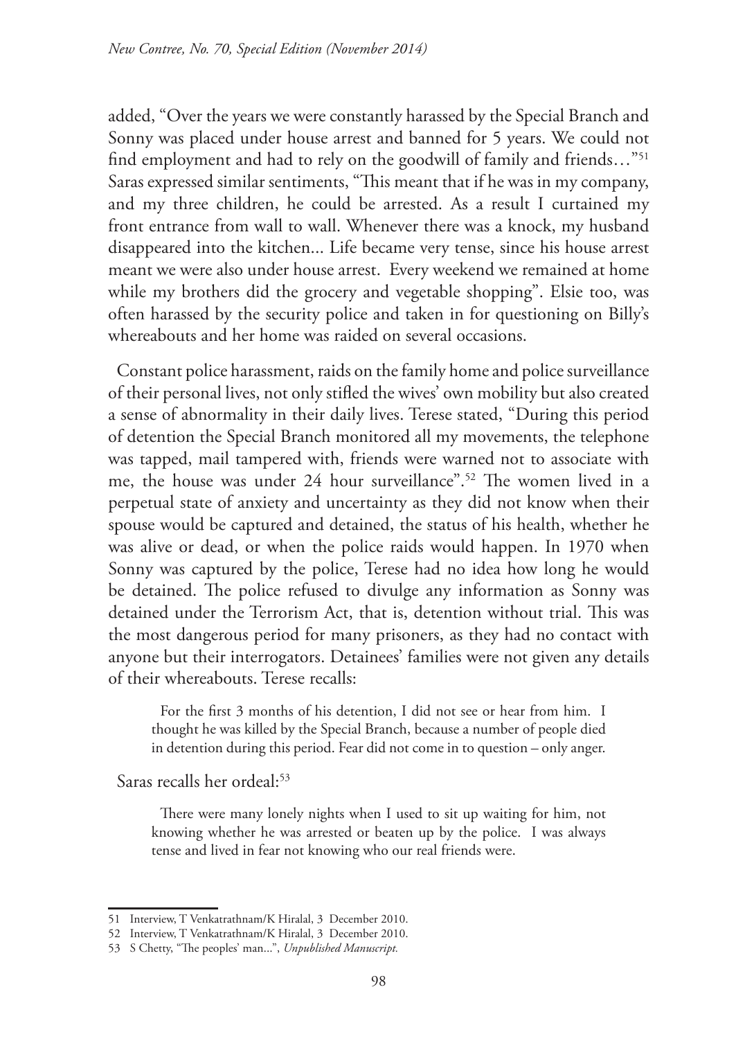added, "Over the years we were constantly harassed by the Special Branch and Sonny was placed under house arrest and banned for 5 years. We could not find employment and had to rely on the goodwill of family and friends…"[51] Saras expressed similar sentiments, "This meant that if he was in my company, and my three children, he could be arrested. As a result I curtained my front entrance from wall to wall. Whenever there was a knock, my husband disappeared into the kitchen... Life became very tense, since his house arrest meant we were also under house arrest. Every weekend we remained at home while my brothers did the grocery and vegetable shopping". Elsie too, was often harassed by the security police and taken in for questioning on Billy's whereabouts and her home was raided on several occasions.

Constant police harassment, raids on the family home and police surveillance of their personal lives, not only stifled the wives' own mobility but also created a sense of abnormality in their daily lives. Terese stated, "During this period of detention the Special Branch monitored all my movements, the telephone was tapped, mail tampered with, friends were warned not to associate with me, the house was under 24 hour surveillance".[52] The women lived in a perpetual state of anxiety and uncertainty as they did not know when their spouse would be captured and detained, the status of his health, whether he was alive or dead, or when the police raids would happen. In 1970 when Sonny was captured by the police, Terese had no idea how long he would be detained. The police refused to divulge any information as Sonny was detained under the Terrorism Act, that is, detention without trial. This was the most dangerous period for many prisoners, as they had no contact with anyone but their interrogators. Detainees' families were not given any details of their whereabouts. Terese recalls:

> For the first 3 months of his detention, I did not see or hear from him. I thought he was killed by the Special Branch, because a number of people died in detention during this period. Fear did not come in to question – only anger.

Saras recalls her ordeal:[53]

> There were many lonely nights when I used to sit up waiting for him, not knowing whether he was arrested or beaten up by the police. I was always tense and lived in fear not knowing who our real friends were.

---

51 Interview, T Venkatrathnam/K Hiralal, 3 December 2010.

52 Interview, T Venkatrathnam/K Hiralal, 3 December 2010.

53 S Chetty, "The peoples' man...", *Unpublished Manuscript.*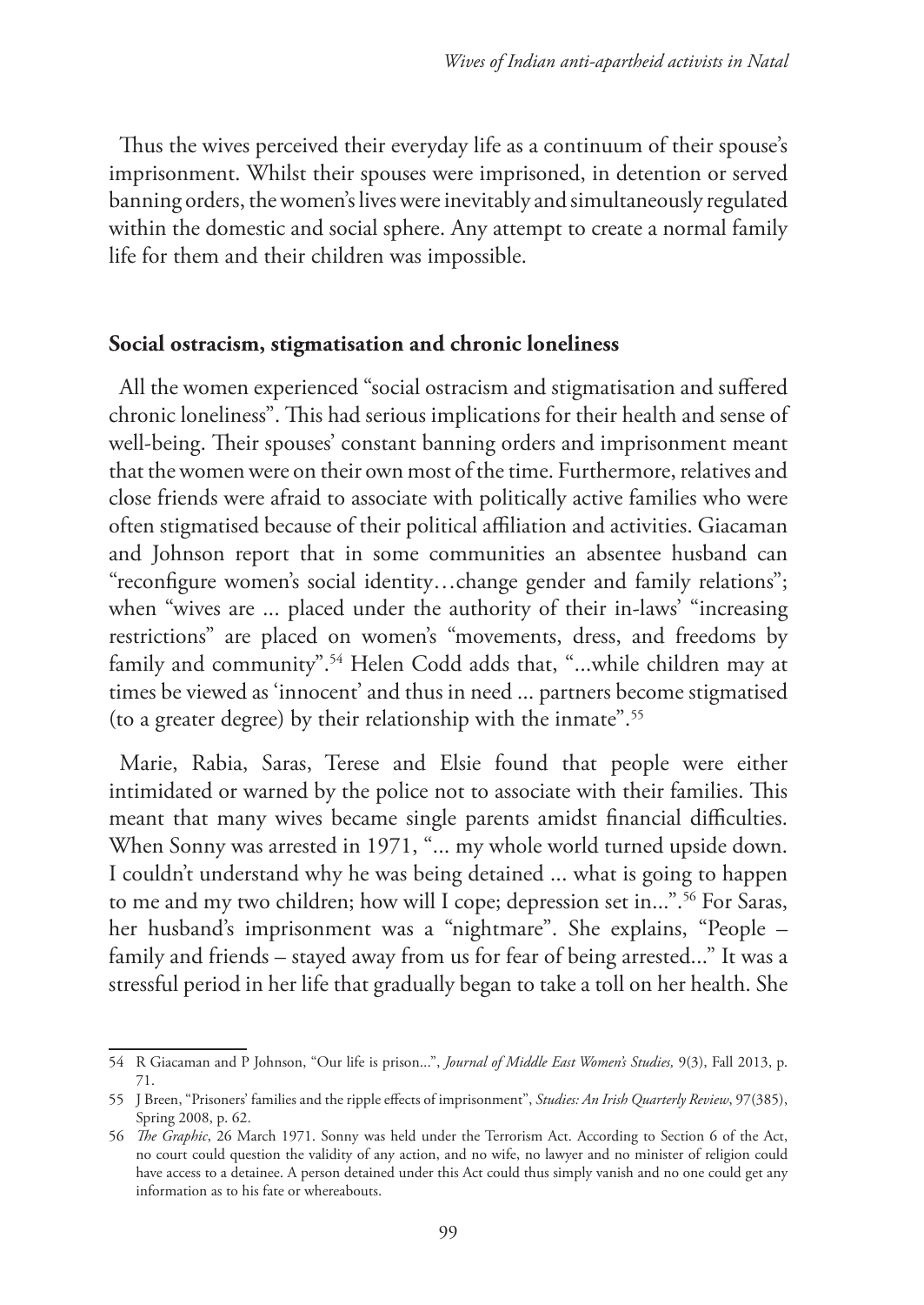Thus the wives perceived their everyday life as a continuum of their spouse's imprisonment. Whilst their spouses were imprisoned, in detention or served banning orders, the women's lives were inevitably and simultaneously regulated within the domestic and social sphere. Any attempt to create a normal family life for them and their children was impossible.

## Social ostracism, stigmatisation and chronic loneliness

All the women experienced "social ostracism and stigmatisation and suffered chronic loneliness". This had serious implications for their health and sense of well-being. Their spouses' constant banning orders and imprisonment meant that the women were on their own most of the time. Furthermore, relatives and close friends were afraid to associate with politically active families who were often stigmatised because of their political affiliation and activities. Giacaman and Johnson report that in some communities an absentee husband can "reconfigure women's social identity…change gender and family relations"; when "wives are ... placed under the authority of their in-laws' "increasing restrictions" are placed on women's "movements, dress, and freedoms by family and community".[54] Helen Codd adds that, "...while children may at times be viewed as 'innocent' and thus in need ... partners become stigmatised (to a greater degree) by their relationship with the inmate".[55]

Marie, Rabia, Saras, Terese and Elsie found that people were either intimidated or warned by the police not to associate with their families. This meant that many wives became single parents amidst financial difficulties. When Sonny was arrested in 1971, "... my whole world turned upside down. I couldn't understand why he was being detained ... what is going to happen to me and my two children; how will I cope; depression set in...".[56] For Saras, her husband's imprisonment was a "nightmare". She explains, "People – family and friends – stayed away from us for fear of being arrested..." It was a stressful period in her life that gradually began to take a toll on her health. She

---

54 R Giacaman and P Johnson, "Our life is prison...", *Journal of Middle East Women's Studies,* 9(3), Fall 2013, p. 71.

55 J Breen, "Prisoners' families and the ripple effects of imprisonment", *Studies: An Irish Quarterly Review*, 97(385), Spring 2008, p. 62.

56 *The Graphic*, 26 March 1971. Sonny was held under the Terrorism Act. According to Section 6 of the Act, no court could question the validity of any action, and no wife, no lawyer and no minister of religion could have access to a detainee. A person detained under this Act could thus simply vanish and no one could get any information as to his fate or whereabouts.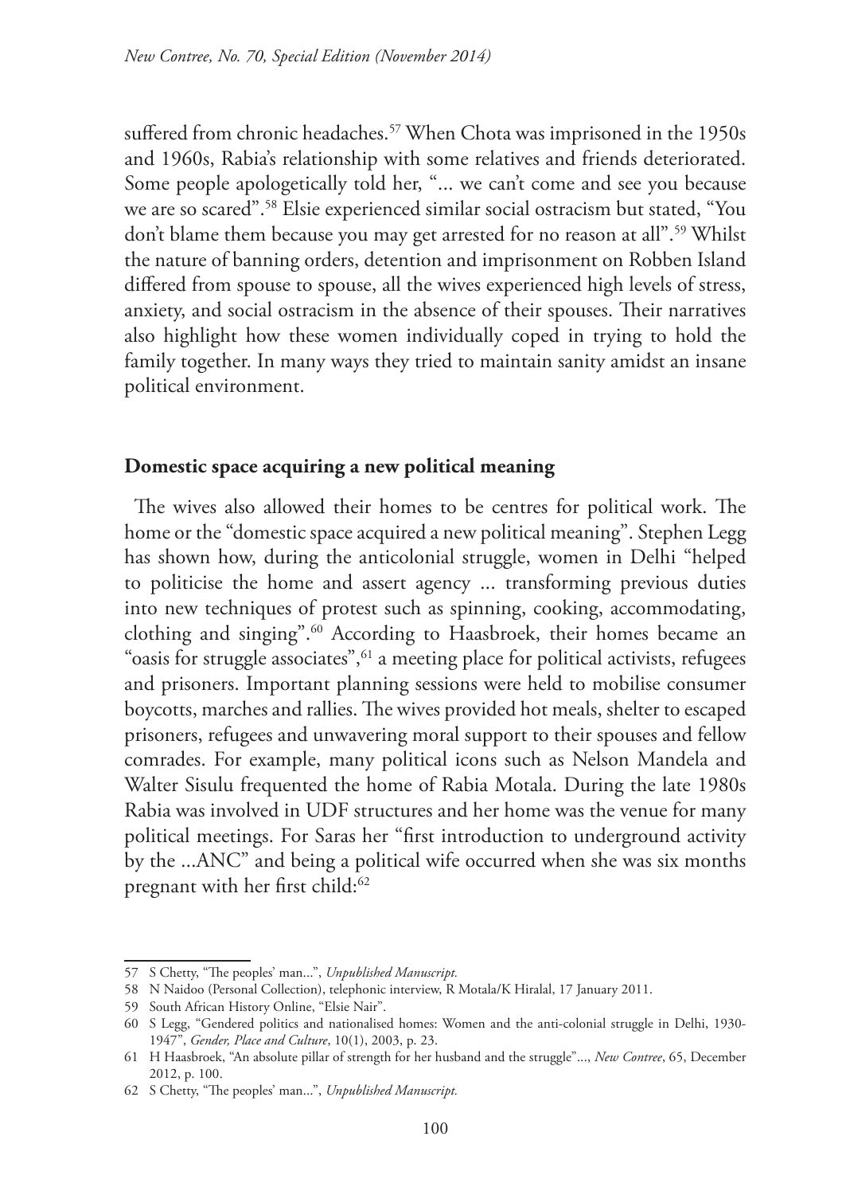suffered from chronic headaches.[57] When Chota was imprisoned in the 1950s and 1960s, Rabia's relationship with some relatives and friends deteriorated. Some people apologetically told her, "... we can't come and see you because we are so scared".[58] Elsie experienced similar social ostracism but stated, "You don't blame them because you may get arrested for no reason at all".[59] Whilst the nature of banning orders, detention and imprisonment on Robben Island differed from spouse to spouse, all the wives experienced high levels of stress, anxiety, and social ostracism in the absence of their spouses. Their narratives also highlight how these women individually coped in trying to hold the family together. In many ways they tried to maintain sanity amidst an insane political environment.

**Domestic space acquiring a new political meaning**

The wives also allowed their homes to be centres for political work. The home or the "domestic space acquired a new political meaning". Stephen Legg has shown how, during the anticolonial struggle, women in Delhi "helped to politicise the home and assert agency ... transforming previous duties into new techniques of protest such as spinning, cooking, accommodating, clothing and singing".[60] According to Haasbroek, their homes became an "oasis for struggle associates",[61] a meeting place for political activists, refugees and prisoners. Important planning sessions were held to mobilise consumer boycotts, marches and rallies. The wives provided hot meals, shelter to escaped prisoners, refugees and unwavering moral support to their spouses and fellow comrades. For example, many political icons such as Nelson Mandela and Walter Sisulu frequented the home of Rabia Motala. During the late 1980s Rabia was involved in UDF structures and her home was the venue for many political meetings. For Saras her "first introduction to underground activity by the ...ANC" and being a political wife occurred when she was six months pregnant with her first child:[62]

57 S Chetty, "The peoples' man...", *Unpublished Manuscript.*

58 N Naidoo (Personal Collection), telephonic interview, R Motala/K Hiralal, 17 January 2011.

59 South African History Online, "Elsie Nair".

60 S Legg, "Gendered politics and nationalised homes: Women and the anti-colonial struggle in Delhi, 1930-1947", *Gender, Place and Culture*, 10(1), 2003, p. 23.

61 H Haasbroek, "An absolute pillar of strength for her husband and the struggle"..., *New Contree*, 65, December 2012, p. 100.

62 S Chetty, "The peoples' man...", *Unpublished Manuscript.*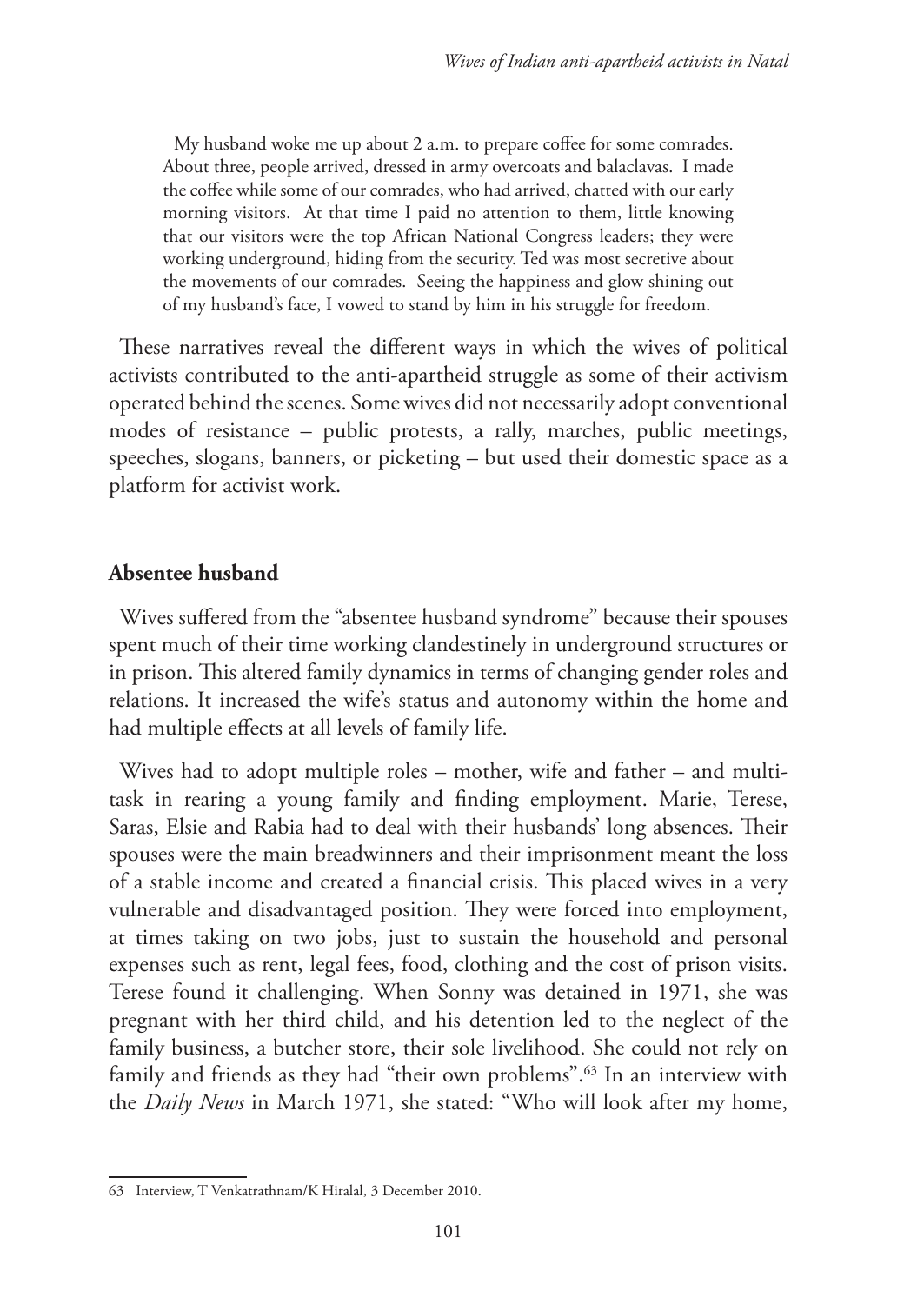> My husband woke me up about 2 a.m. to prepare coffee for some comrades. About three, people arrived, dressed in army overcoats and balaclavas. I made the coffee while some of our comrades, who had arrived, chatted with our early morning visitors. At that time I paid no attention to them, little knowing that our visitors were the top African National Congress leaders; they were working underground, hiding from the security. Ted was most secretive about the movements of our comrades. Seeing the happiness and glow shining out of my husband's face, I vowed to stand by him in his struggle for freedom.

These narratives reveal the different ways in which the wives of political activists contributed to the anti-apartheid struggle as some of their activism operated behind the scenes. Some wives did not necessarily adopt conventional modes of resistance – public protests, a rally, marches, public meetings, speeches, slogans, banners, or picketing – but used their domestic space as a platform for activist work.

## Absentee husband

Wives suffered from the "absentee husband syndrome" because their spouses spent much of their time working clandestinely in underground structures or in prison. This altered family dynamics in terms of changing gender roles and relations. It increased the wife's status and autonomy within the home and had multiple effects at all levels of family life.

Wives had to adopt multiple roles – mother, wife and father – and multi-task in rearing a young family and finding employment. Marie, Terese, Saras, Elsie and Rabia had to deal with their husbands' long absences. Their spouses were the main breadwinners and their imprisonment meant the loss of a stable income and created a financial crisis. This placed wives in a very vulnerable and disadvantaged position. They were forced into employment, at times taking on two jobs, just to sustain the household and personal expenses such as rent, legal fees, food, clothing and the cost of prison visits. Terese found it challenging. When Sonny was detained in 1971, she was pregnant with her third child, and his detention led to the neglect of the family business, a butcher store, their sole livelihood. She could not rely on family and friends as they had "their own problems".[63] In an interview with the *Daily News* in March 1971, she stated: "Who will look after my home,

63 Interview, T Venkatrathnam/K Hiralal, 3 December 2010.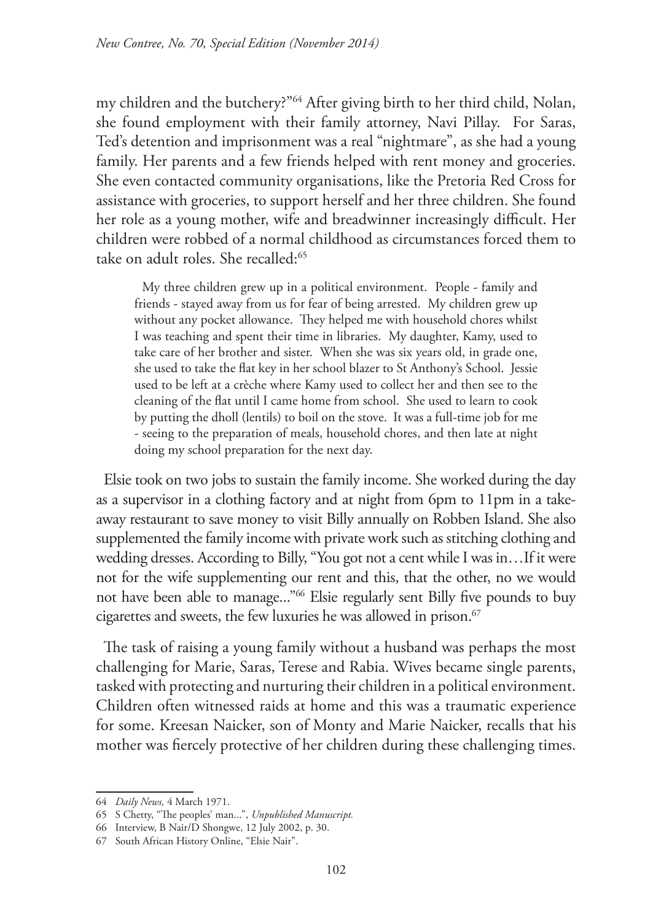my children and the butchery?"[64] After giving birth to her third child, Nolan, she found employment with their family attorney, Navi Pillay. For Saras, Ted's detention and imprisonment was a real "nightmare", as she had a young family. Her parents and a few friends helped with rent money and groceries. She even contacted community organisations, like the Pretoria Red Cross for assistance with groceries, to support herself and her three children. She found her role as a young mother, wife and breadwinner increasingly difficult. Her children were robbed of a normal childhood as circumstances forced them to take on adult roles. She recalled:[65]

> My three children grew up in a political environment. People - family and friends - stayed away from us for fear of being arrested. My children grew up without any pocket allowance. They helped me with household chores whilst I was teaching and spent their time in libraries. My daughter, Kamy, used to take care of her brother and sister. When she was six years old, in grade one, she used to take the flat key in her school blazer to St Anthony's School. Jessie used to be left at a crèche where Kamy used to collect her and then see to the cleaning of the flat until I came home from school. She used to learn to cook by putting the dholl (lentils) to boil on the stove. It was a full-time job for me - seeing to the preparation of meals, household chores, and then late at night doing my school preparation for the next day.

Elsie took on two jobs to sustain the family income. She worked during the day as a supervisor in a clothing factory and at night from 6pm to 11pm in a take-away restaurant to save money to visit Billy annually on Robben Island. She also supplemented the family income with private work such as stitching clothing and wedding dresses. According to Billy, "You got not a cent while I was in…If it were not for the wife supplementing our rent and this, that the other, no we would not have been able to manage..."[66] Elsie regularly sent Billy five pounds to buy cigarettes and sweets, the few luxuries he was allowed in prison.[67]

The task of raising a young family without a husband was perhaps the most challenging for Marie, Saras, Terese and Rabia. Wives became single parents, tasked with protecting and nurturing their children in a political environment. Children often witnessed raids at home and this was a traumatic experience for some. Kreesan Naicker, son of Monty and Marie Naicker, recalls that his mother was fiercely protective of her children during these challenging times.

---

64 *Daily News,* 4 March 1971.

65 S Chetty, "The peoples' man...", *Unpublished Manuscript.*

66 Interview, B Nair/D Shongwe, 12 July 2002, p. 30.

67 South African History Online, "Elsie Nair".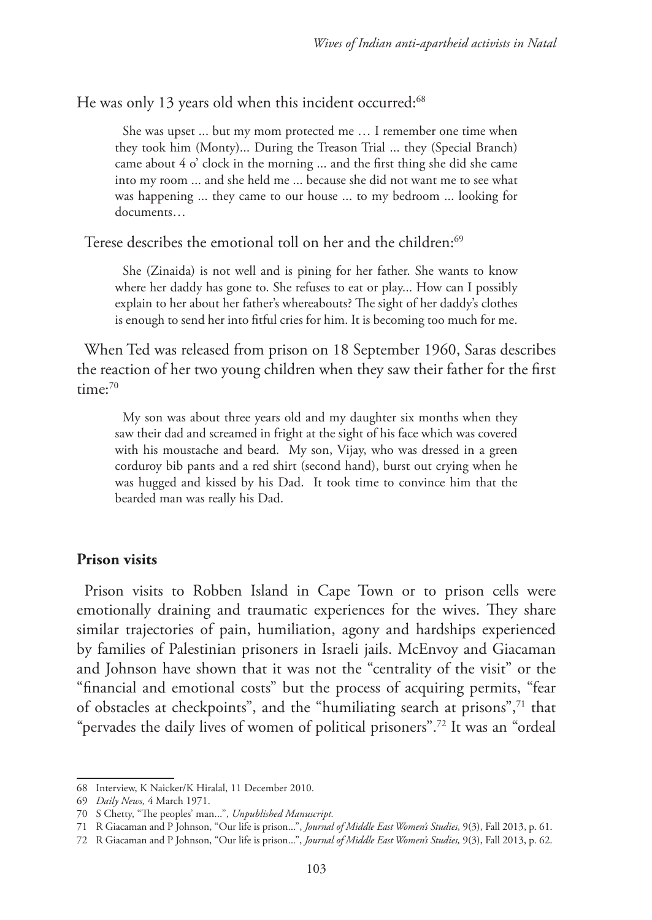He was only 13 years old when this incident occurred:[68]

> She was upset ... but my mom protected me … I remember one time when they took him (Monty)... During the Treason Trial ... they (Special Branch) came about 4 o' clock in the morning ... and the first thing she did she came into my room ... and she held me ... because she did not want me to see what was happening ... they came to our house ... to my bedroom ... looking for documents…

Terese describes the emotional toll on her and the children:[69]

> She (Zinaida) is not well and is pining for her father. She wants to know where her daddy has gone to. She refuses to eat or play... How can I possibly explain to her about her father's whereabouts? The sight of her daddy's clothes is enough to send her into fitful cries for him. It is becoming too much for me.

When Ted was released from prison on 18 September 1960, Saras describes the reaction of her two young children when they saw their father for the first time:[70]

> My son was about three years old and my daughter six months when they saw their dad and screamed in fright at the sight of his face which was covered with his moustache and beard. My son, Vijay, who was dressed in a green corduroy bib pants and a red shirt (second hand), burst out crying when he was hugged and kissed by his Dad. It took time to convince him that the bearded man was really his Dad.

## Prison visits

Prison visits to Robben Island in Cape Town or to prison cells were emotionally draining and traumatic experiences for the wives. They share similar trajectories of pain, humiliation, agony and hardships experienced by families of Palestinian prisoners in Israeli jails. McEnvoy and Giacaman and Johnson have shown that it was not the "centrality of the visit" or the "financial and emotional costs" but the process of acquiring permits, "fear of obstacles at checkpoints", and the "humiliating search at prisons",[71] that "pervades the daily lives of women of political prisoners".[72] It was an "ordeal

---

68 Interview, K Naicker/K Hiralal, 11 December 2010.

69 *Daily News,* 4 March 1971.

70 S Chetty, "The peoples' man...", *Unpublished Manuscript.*

71 R Giacaman and P Johnson, "Our life is prison...", *Journal of Middle East Women's Studies,* 9(3), Fall 2013, p. 61.

72 R Giacaman and P Johnson, "Our life is prison...", *Journal of Middle East Women's Studies,* 9(3), Fall 2013, p. 62.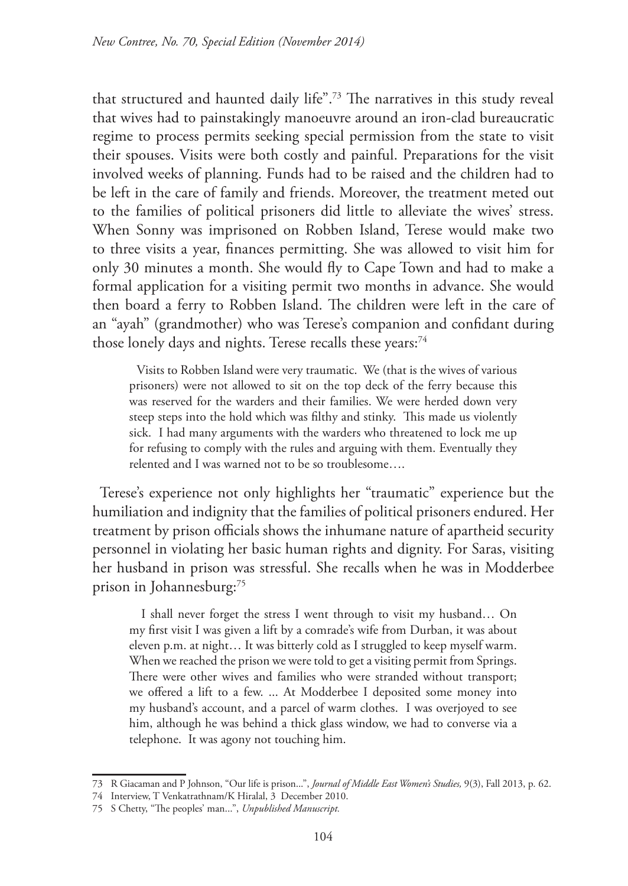that structured and haunted daily life".[73] The narratives in this study reveal that wives had to painstakingly manoeuvre around an iron-clad bureaucratic regime to process permits seeking special permission from the state to visit their spouses. Visits were both costly and painful. Preparations for the visit involved weeks of planning. Funds had to be raised and the children had to be left in the care of family and friends. Moreover, the treatment meted out to the families of political prisoners did little to alleviate the wives' stress. When Sonny was imprisoned on Robben Island, Terese would make two to three visits a year, finances permitting. She was allowed to visit him for only 30 minutes a month. She would fly to Cape Town and had to make a formal application for a visiting permit two months in advance. She would then board a ferry to Robben Island. The children were left in the care of an "ayah" (grandmother) who was Terese's companion and confidant during those lonely days and nights. Terese recalls these years:[74]

> Visits to Robben Island were very traumatic. We (that is the wives of various prisoners) were not allowed to sit on the top deck of the ferry because this was reserved for the warders and their families. We were herded down very steep steps into the hold which was filthy and stinky. This made us violently sick. I had many arguments with the warders who threatened to lock me up for refusing to comply with the rules and arguing with them. Eventually they relented and I was warned not to be so troublesome….

Terese's experience not only highlights her "traumatic" experience but the humiliation and indignity that the families of political prisoners endured. Her treatment by prison officials shows the inhumane nature of apartheid security personnel in violating her basic human rights and dignity. For Saras, visiting her husband in prison was stressful. She recalls when he was in Modderbee prison in Johannesburg:[75]

> I shall never forget the stress I went through to visit my husband… On my first visit I was given a lift by a comrade's wife from Durban, it was about eleven p.m. at night… It was bitterly cold as I struggled to keep myself warm. When we reached the prison we were told to get a visiting permit from Springs. There were other wives and families who were stranded without transport; we offered a lift to a few. ... At Modderbee I deposited some money into my husband's account, and a parcel of warm clothes. I was overjoyed to see him, although he was behind a thick glass window, we had to converse via a telephone. It was agony not touching him.

---

73 R Giacaman and P Johnson, "Our life is prison...", *Journal of Middle East Women's Studies,* 9(3), Fall 2013, p. 62.

74 Interview, T Venkatrathnam/K Hiralal, 3 December 2010.

75 S Chetty, "The peoples' man...", *Unpublished Manuscript.*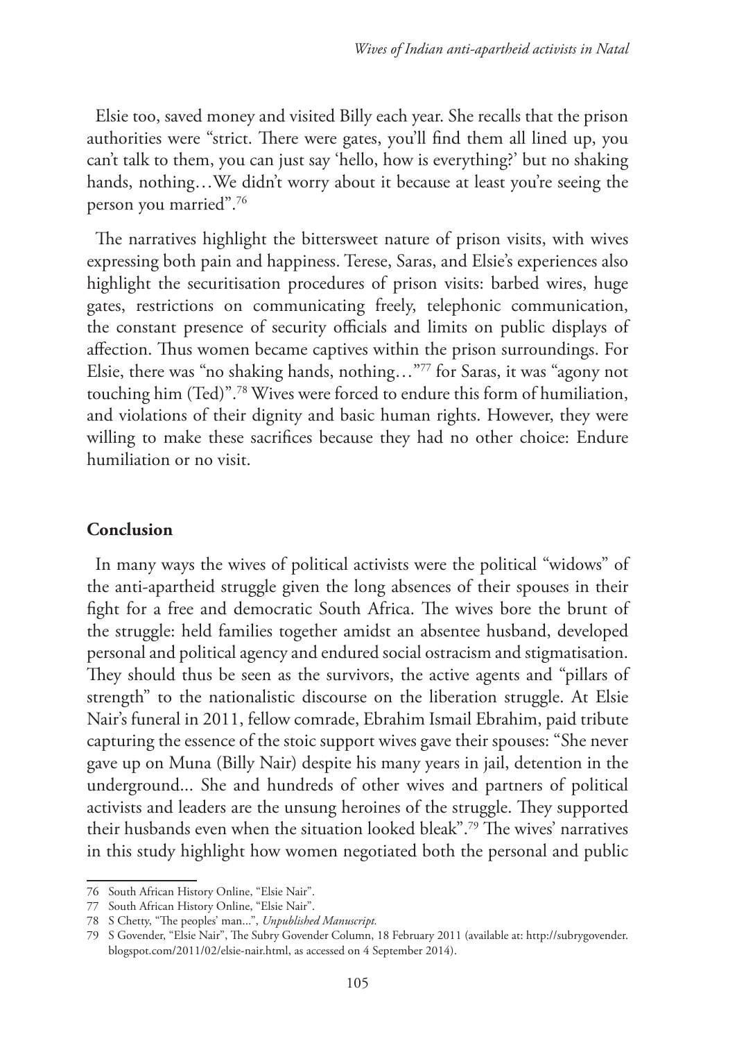Elsie too, saved money and visited Billy each year. She recalls that the prison authorities were "strict. There were gates, you'll find them all lined up, you can't talk to them, you can just say 'hello, how is everything?' but no shaking hands, nothing…We didn't worry about it because at least you're seeing the person you married".[76]

The narratives highlight the bittersweet nature of prison visits, with wives expressing both pain and happiness. Terese, Saras, and Elsie's experiences also highlight the securitisation procedures of prison visits: barbed wires, huge gates, restrictions on communicating freely, telephonic communication, the constant presence of security officials and limits on public displays of affection. Thus women became captives within the prison surroundings. For Elsie, there was "no shaking hands, nothing…"[77] for Saras, it was "agony not touching him (Ted)".[78] Wives were forced to endure this form of humiliation, and violations of their dignity and basic human rights. However, they were willing to make these sacrifices because they had no other choice: Endure humiliation or no visit.

## Conclusion

In many ways the wives of political activists were the political "widows" of the anti-apartheid struggle given the long absences of their spouses in their fight for a free and democratic South Africa. The wives bore the brunt of the struggle: held families together amidst an absentee husband, developed personal and political agency and endured social ostracism and stigmatisation. They should thus be seen as the survivors, the active agents and "pillars of strength" to the nationalistic discourse on the liberation struggle. At Elsie Nair's funeral in 2011, fellow comrade, Ebrahim Ismail Ebrahim, paid tribute capturing the essence of the stoic support wives gave their spouses: "She never gave up on Muna (Billy Nair) despite his many years in jail, detention in the underground... She and hundreds of other wives and partners of political activists and leaders are the unsung heroines of the struggle. They supported their husbands even when the situation looked bleak".[79] The wives' narratives in this study highlight how women negotiated both the personal and public

---

76 South African History Online, "Elsie Nair".

77 South African History Online, "Elsie Nair".

78 S Chetty, "The peoples' man...", *Unpublished Manuscript.*

79 S Govender, "Elsie Nair", The Subry Govender Column, 18 February 2011 (available at: http://subrygovender.blogspot.com/2011/02/elsie-nair.html, as accessed on 4 September 2014).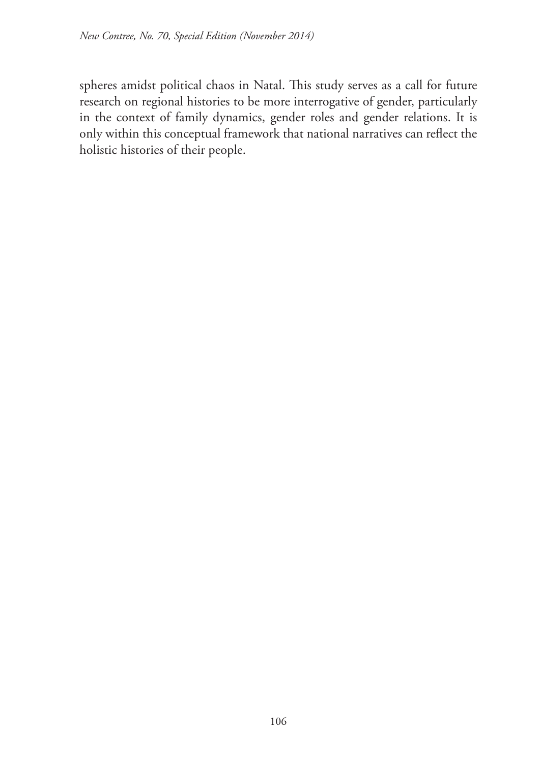spheres amidst political chaos in Natal. This study serves as a call for future research on regional histories to be more interrogative of gender, particularly in the context of family dynamics, gender roles and gender relations. It is only within this conceptual framework that national narratives can reflect the holistic histories of their people.